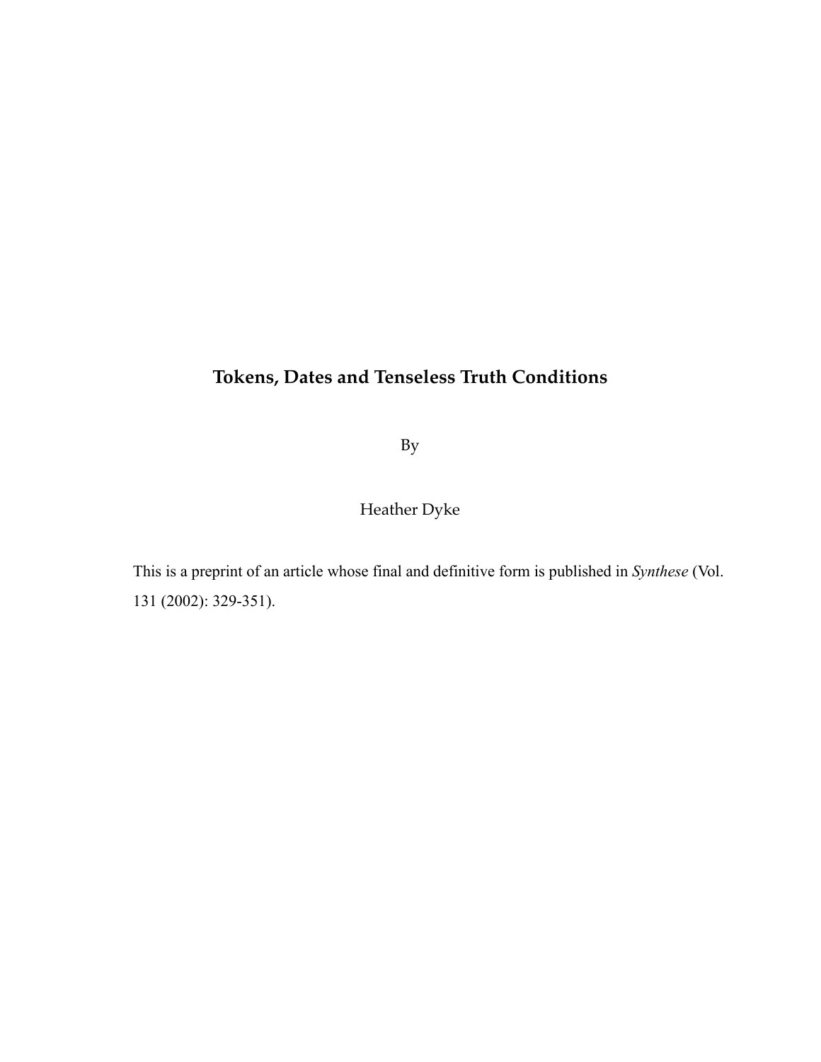# Tokens, Dates and Tenseless Truth Conditions

By

Heather Dyke

This is a preprint of an article whose final and definitive form is published in *Synthese* (Vol. 131 (2002): 329-351).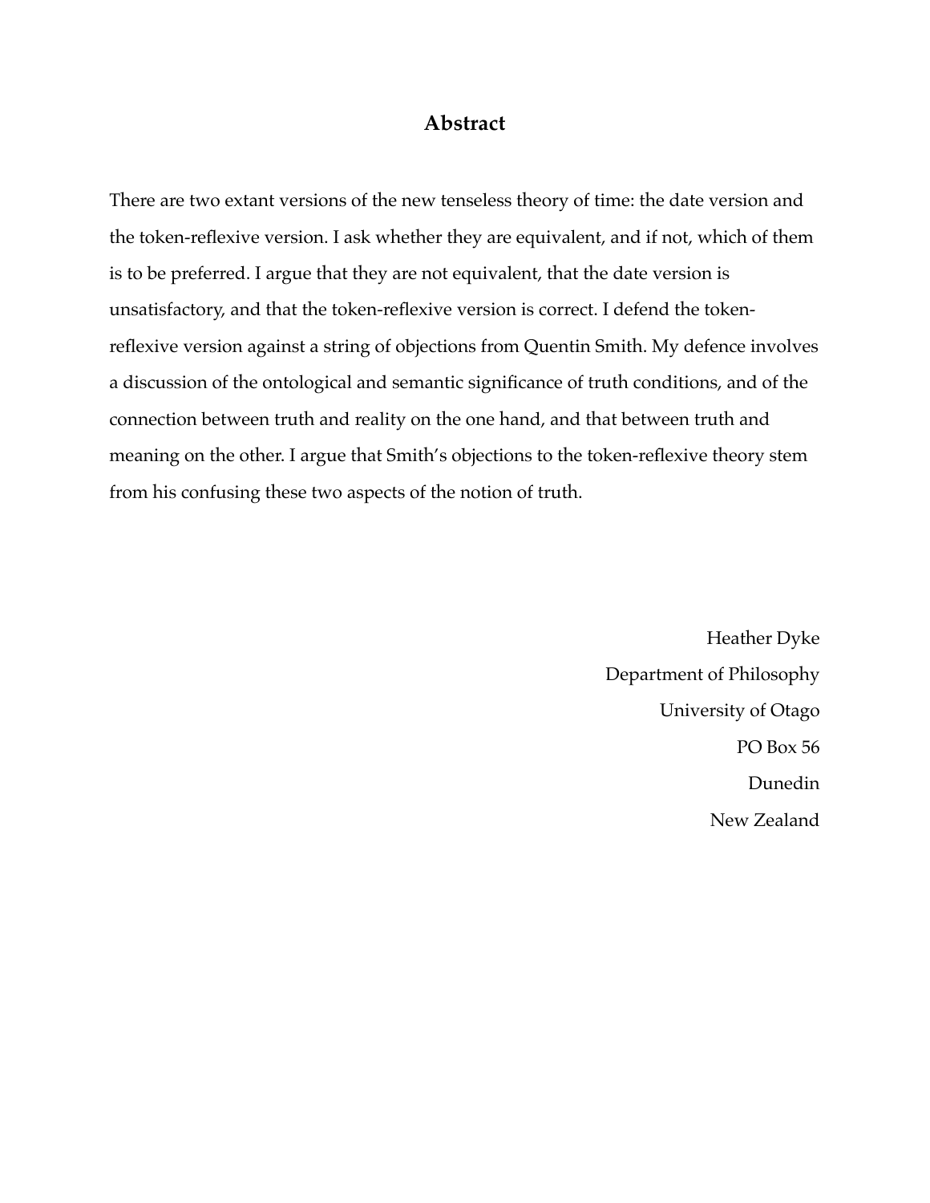## Abstract

There are two extant versions of the new tenseless theory of time: the date version and the token-reflexive version. I ask whether they are equivalent, and if not, which of them is to be preferred. I argue that they are not equivalent, that the date version is unsatisfactory, and that the token-reflexive version is correct. I defend the token-reflexive version against a string of objections from Quentin Smith. My defence involves a discussion of the ontological and semantic significance of truth conditions, and of the connection between truth and reality on the one hand, and that between truth and meaning on the other. I argue that Smith's objections to the token-reflexive theory stem from his confusing these two aspects of the notion of truth.

Heather Dyke
Department of Philosophy
University of Otago
PO Box 56
Dunedin
New Zealand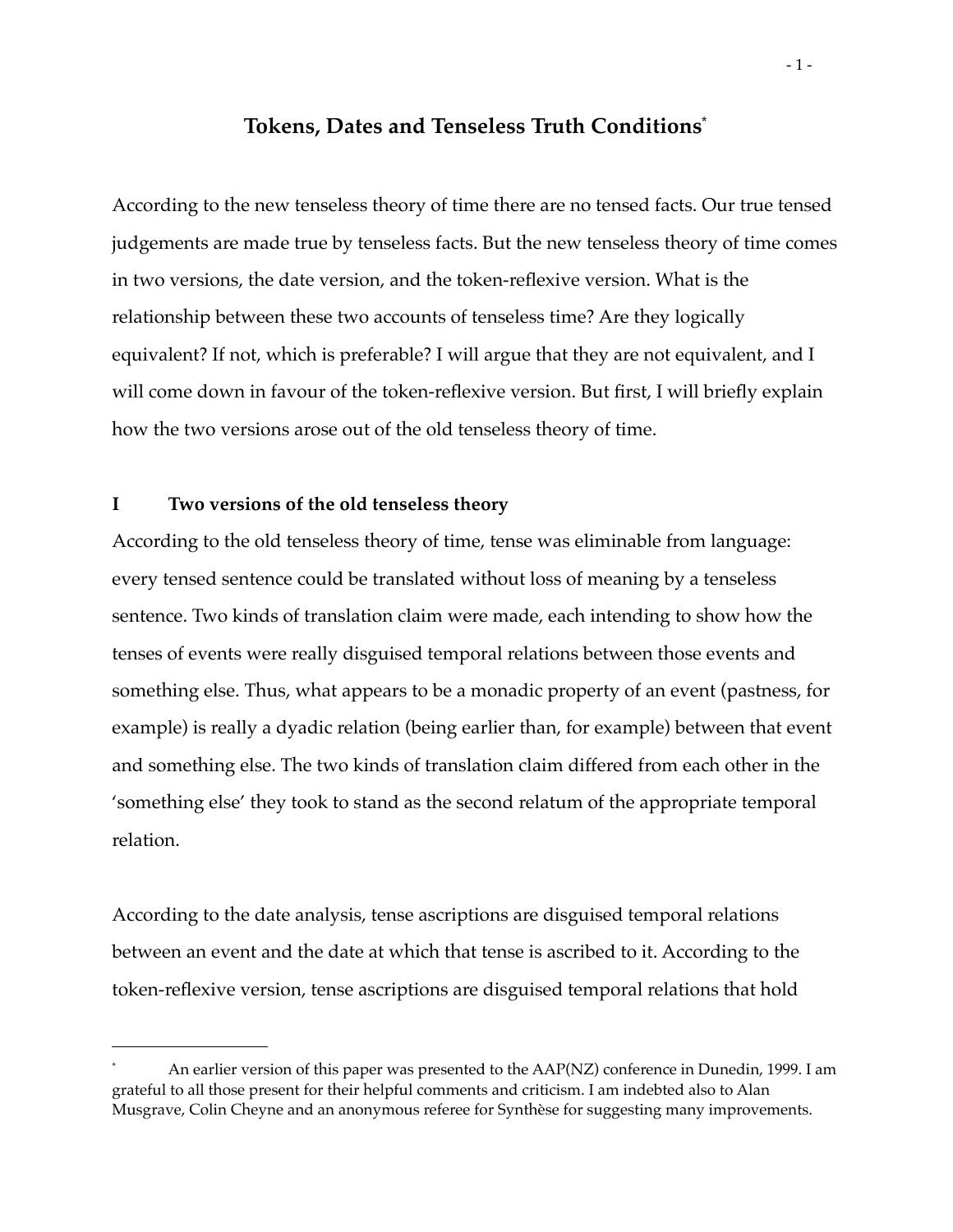## Tokens, Dates and Tenseless Truth Conditions*

According to the new tenseless theory of time there are no tensed facts. Our true tensed judgements are made true by tenseless facts. But the new tenseless theory of time comes in two versions, the date version, and the token-reflexive version. What is the relationship between these two accounts of tenseless time? Are they logically equivalent? If not, which is preferable? I will argue that they are not equivalent, and I will come down in favour of the token-reflexive version. But first, I will briefly explain how the two versions arose out of the old tenseless theory of time.

### I Two versions of the old tenseless theory

According to the old tenseless theory of time, tense was eliminable from language: every tensed sentence could be translated without loss of meaning by a tenseless sentence. Two kinds of translation claim were made, each intending to show how the tenses of events were really disguised temporal relations between those events and something else. Thus, what appears to be a monadic property of an event (pastness, for example) is really a dyadic relation (being earlier than, for example) between that event and something else. The two kinds of translation claim differed from each other in the 'something else' they took to stand as the second relatum of the appropriate temporal relation.

According to the date analysis, tense ascriptions are disguised temporal relations between an event and the date at which that tense is ascribed to it. According to the token-reflexive version, tense ascriptions are disguised temporal relations that hold

---

* An earlier version of this paper was presented to the AAP(NZ) conference in Dunedin, 1999. I am grateful to all those present for their helpful comments and criticism. I am indebted also to Alan Musgrave, Colin Cheyne and an anonymous referee for Synthèse for suggesting many improvements.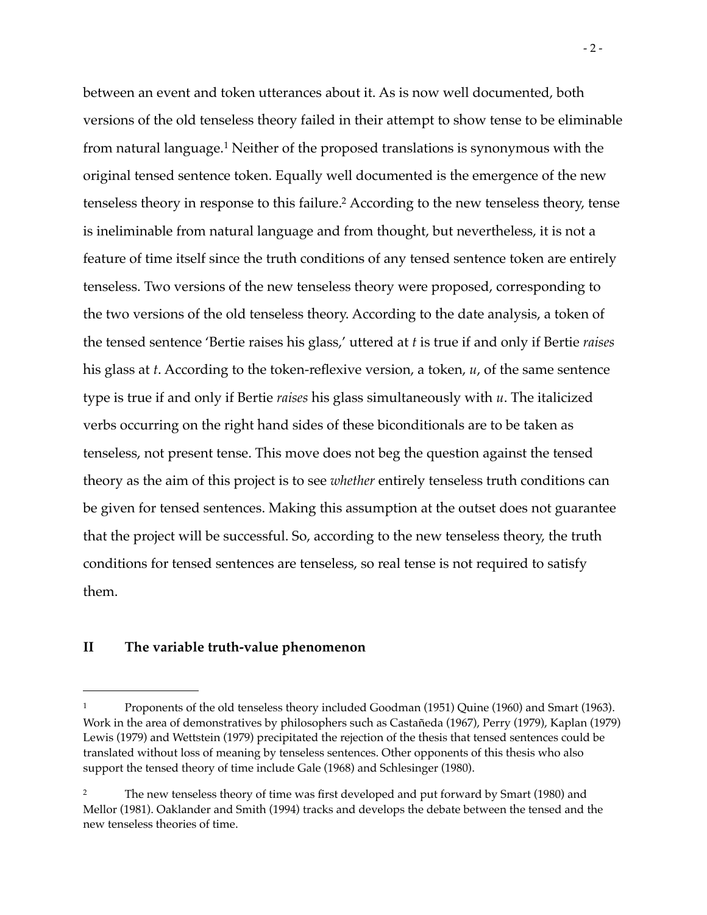between an event and token utterances about it. As is now well documented, both versions of the old tenseless theory failed in their attempt to show tense to be eliminable from natural language.[1] Neither of the proposed translations is synonymous with the original tensed sentence token. Equally well documented is the emergence of the new tenseless theory in response to this failure.[2] According to the new tenseless theory, tense is ineliminable from natural language and from thought, but nevertheless, it is not a feature of time itself since the truth conditions of any tensed sentence token are entirely tenseless. Two versions of the new tenseless theory were proposed, corresponding to the two versions of the old tenseless theory. According to the date analysis, a token of the tensed sentence 'Bertie raises his glass,' uttered at *t* is true if and only if Bertie *raises* his glass at *t*. According to the token-reflexive version, a token, *u*, of the same sentence type is true if and only if Bertie *raises* his glass simultaneously with *u*. The italicized verbs occurring on the right hand sides of these biconditionals are to be taken as tenseless, not present tense. This move does not beg the question against the tensed theory as the aim of this project is to see *whether* entirely tenseless truth conditions can be given for tensed sentences. Making this assumption at the outset does not guarantee that the project will be successful. So, according to the new tenseless theory, the truth conditions for tensed sentences are tenseless, so real tense is not required to satisfy them.

## II The variable truth-value phenomenon

---

[1] Proponents of the old tenseless theory included Goodman (1951) Quine (1960) and Smart (1963). Work in the area of demonstratives by philosophers such as Castañeda (1967), Perry (1979), Kaplan (1979) Lewis (1979) and Wettstein (1979) precipitated the rejection of the thesis that tensed sentences could be translated without loss of meaning by tenseless sentences. Other opponents of this thesis who also support the tensed theory of time include Gale (1968) and Schlesinger (1980).

[2] The new tenseless theory of time was first developed and put forward by Smart (1980) and Mellor (1981). Oaklander and Smith (1994) tracks and develops the debate between the tensed and the new tenseless theories of time.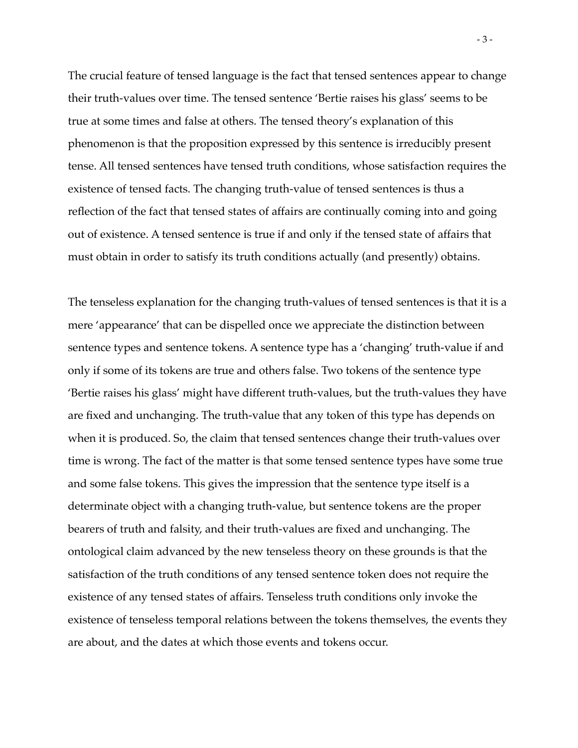The crucial feature of tensed language is the fact that tensed sentences appear to change their truth-values over time. The tensed sentence 'Bertie raises his glass' seems to be true at some times and false at others. The tensed theory's explanation of this phenomenon is that the proposition expressed by this sentence is irreducibly present tense. All tensed sentences have tensed truth conditions, whose satisfaction requires the existence of tensed facts. The changing truth-value of tensed sentences is thus a reflection of the fact that tensed states of affairs are continually coming into and going out of existence. A tensed sentence is true if and only if the tensed state of affairs that must obtain in order to satisfy its truth conditions actually (and presently) obtains.

The tenseless explanation for the changing truth-values of tensed sentences is that it is a mere 'appearance' that can be dispelled once we appreciate the distinction between sentence types and sentence tokens. A sentence type has a 'changing' truth-value if and only if some of its tokens are true and others false. Two tokens of the sentence type 'Bertie raises his glass' might have different truth-values, but the truth-values they have are fixed and unchanging. The truth-value that any token of this type has depends on when it is produced. So, the claim that tensed sentences change their truth-values over time is wrong. The fact of the matter is that some tensed sentence types have some true and some false tokens. This gives the impression that the sentence type itself is a determinate object with a changing truth-value, but sentence tokens are the proper bearers of truth and falsity, and their truth-values are fixed and unchanging. The ontological claim advanced by the new tenseless theory on these grounds is that the satisfaction of the truth conditions of any tensed sentence token does not require the existence of any tensed states of affairs. Tenseless truth conditions only invoke the existence of tenseless temporal relations between the tokens themselves, the events they are about, and the dates at which those events and tokens occur.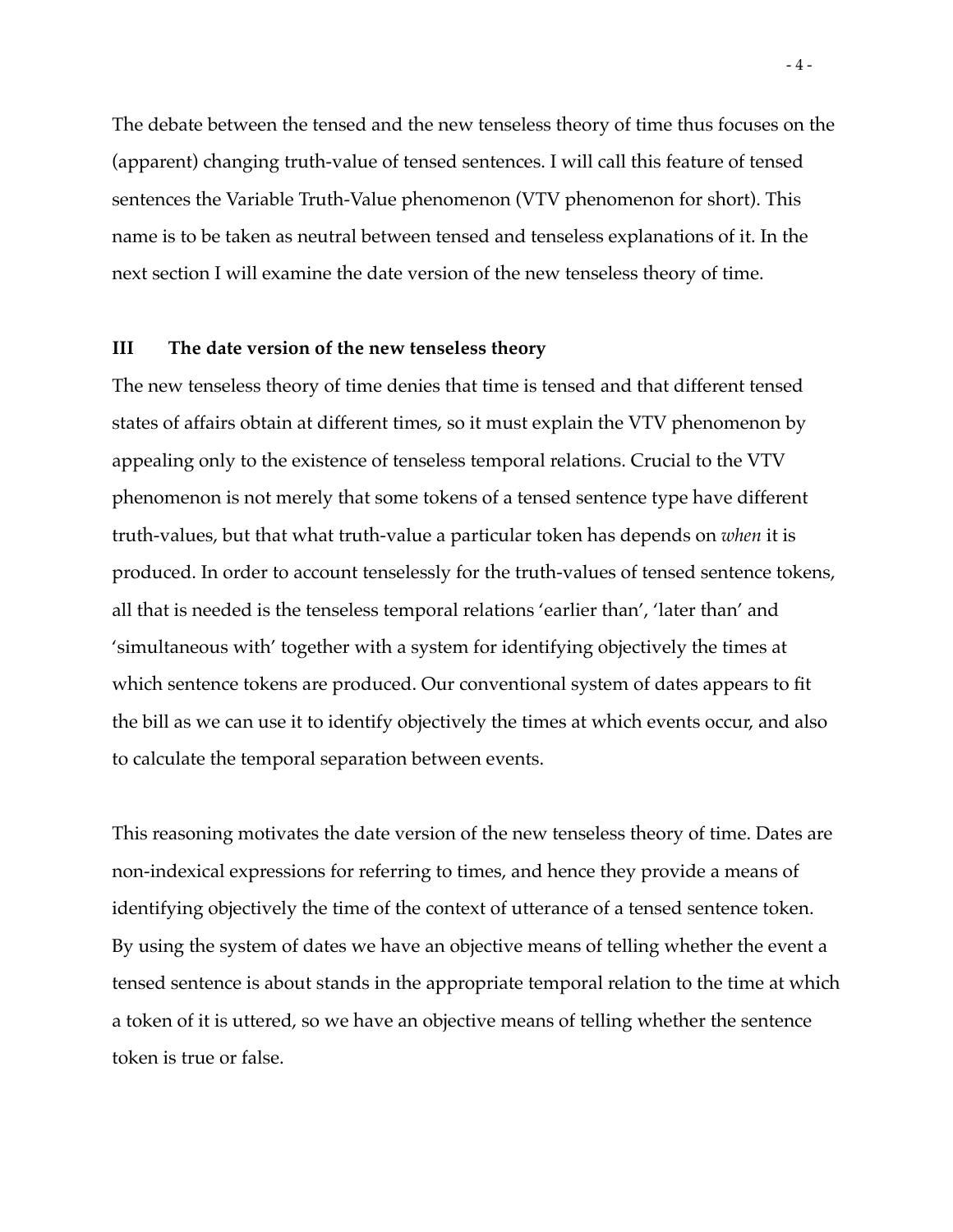The debate between the tensed and the new tenseless theory of time thus focuses on the (apparent) changing truth-value of tensed sentences. I will call this feature of tensed sentences the Variable Truth-Value phenomenon (VTV phenomenon for short). This name is to be taken as neutral between tensed and tenseless explanations of it. In the next section I will examine the date version of the new tenseless theory of time.

## III The date version of the new tenseless theory

The new tenseless theory of time denies that time is tensed and that different tensed states of affairs obtain at different times, so it must explain the VTV phenomenon by appealing only to the existence of tenseless temporal relations. Crucial to the VTV phenomenon is not merely that some tokens of a tensed sentence type have different truth-values, but that what truth-value a particular token has depends on *when* it is produced. In order to account tenselessly for the truth-values of tensed sentence tokens, all that is needed is the tenseless temporal relations 'earlier than', 'later than' and 'simultaneous with' together with a system for identifying objectively the times at which sentence tokens are produced. Our conventional system of dates appears to fit the bill as we can use it to identify objectively the times at which events occur, and also to calculate the temporal separation between events.

This reasoning motivates the date version of the new tenseless theory of time. Dates are non-indexical expressions for referring to times, and hence they provide a means of identifying objectively the time of the context of utterance of a tensed sentence token. By using the system of dates we have an objective means of telling whether the event a tensed sentence is about stands in the appropriate temporal relation to the time at which a token of it is uttered, so we have an objective means of telling whether the sentence token is true or false.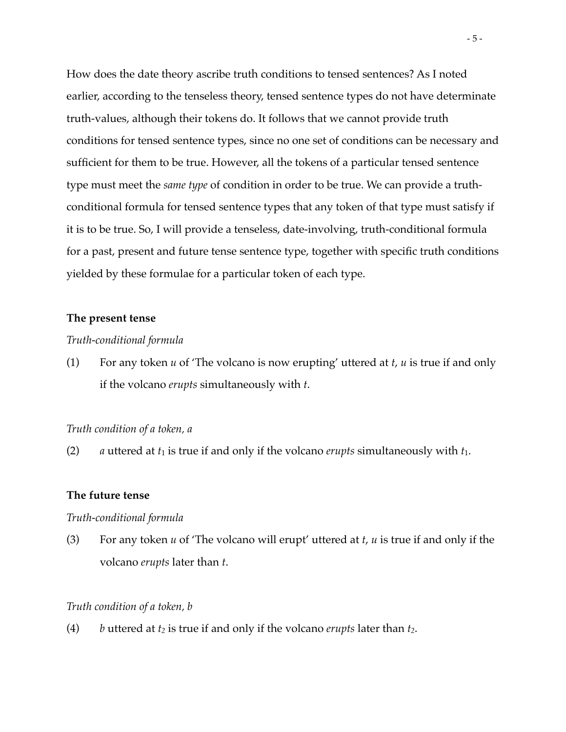How does the date theory ascribe truth conditions to tensed sentences? As I noted earlier, according to the tenseless theory, tensed sentence types do not have determinate truth-values, although their tokens do. It follows that we cannot provide truth conditions for tensed sentence types, since no one set of conditions can be necessary and sufficient for them to be true. However, all the tokens of a particular tensed sentence type must meet the *same type* of condition in order to be true. We can provide a truth-conditional formula for tensed sentence types that any token of that type must satisfy if it is to be true. So, I will provide a tenseless, date-involving, truth-conditional formula for a past, present and future tense sentence type, together with specific truth conditions yielded by these formulae for a particular token of each type.

**The present tense**

*Truth-conditional formula*

(1) For any token *u* of 'The volcano is now erupting' uttered at *t*, *u* is true if and only if the volcano *erupts* simultaneously with *t*.

*Truth condition of a token, a*

(2) *a* uttered at $t_1$ is true if and only if the volcano *erupts* simultaneously with $t_1$.

**The future tense**

*Truth-conditional formula*

(3) For any token *u* of 'The volcano will erupt' uttered at *t*, *u* is true if and only if the volcano *erupts* later than *t*.

*Truth condition of a token, b*

(4) *b* uttered at $t_2$ is true if and only if the volcano *erupts* later than $t_2$.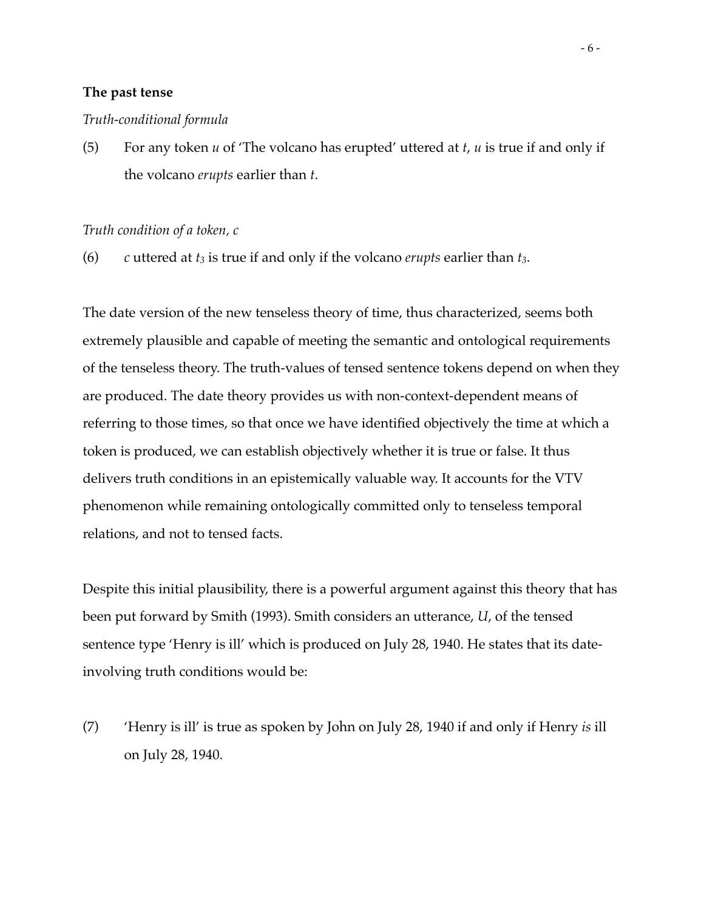**The past tense**

*Truth-conditional formula*

(5) For any token *u* of 'The volcano has erupted' uttered at *t*, *u* is true if and only if the volcano *erupts* earlier than *t*.

*Truth condition of a token, c*

(6) *c* uttered at $t_3$ is true if and only if the volcano *erupts* earlier than $t_3$.

The date version of the new tenseless theory of time, thus characterized, seems both extremely plausible and capable of meeting the semantic and ontological requirements of the tenseless theory. The truth-values of tensed sentence tokens depend on when they are produced. The date theory provides us with non-context-dependent means of referring to those times, so that once we have identified objectively the time at which a token is produced, we can establish objectively whether it is true or false. It thus delivers truth conditions in an epistemically valuable way. It accounts for the VTV phenomenon while remaining ontologically committed only to tenseless temporal relations, and not to tensed facts.

Despite this initial plausibility, there is a powerful argument against this theory that has been put forward by Smith (1993). Smith considers an utterance, *U*, of the tensed sentence type 'Henry is ill' which is produced on July 28, 1940. He states that its date-involving truth conditions would be:

(7) 'Henry is ill' is true as spoken by John on July 28, 1940 if and only if Henry *is* ill on July 28, 1940.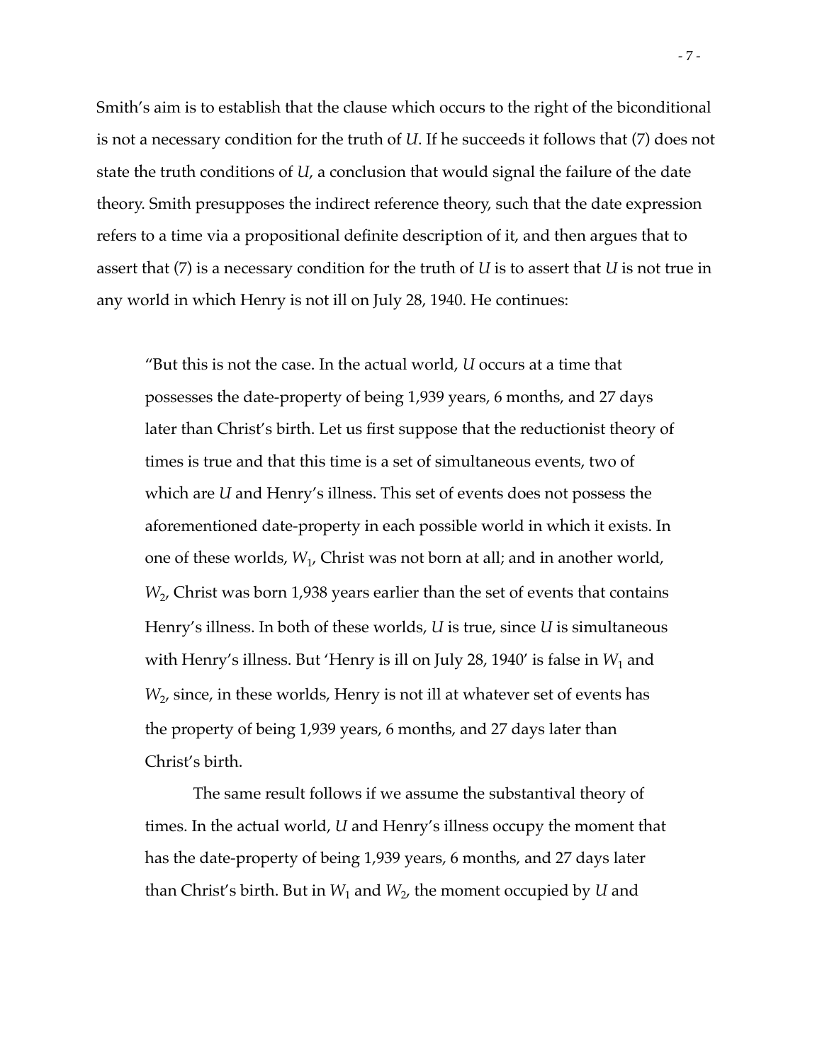Smith's aim is to establish that the clause which occurs to the right of the biconditional is not a necessary condition for the truth of *U*. If he succeeds it follows that (7) does not state the truth conditions of *U*, a conclusion that would signal the failure of the date theory. Smith presupposes the indirect reference theory, such that the date expression refers to a time via a propositional definite description of it, and then argues that to assert that (7) is a necessary condition for the truth of *U* is to assert that *U* is not true in any world in which Henry is not ill on July 28, 1940. He continues:

> "But this is not the case. In the actual world, *U* occurs at a time that possesses the date-property of being 1,939 years, 6 months, and 27 days later than Christ's birth. Let us first suppose that the reductionist theory of times is true and that this time is a set of simultaneous events, two of which are *U* and Henry's illness. This set of events does not possess the aforementioned date-property in each possible world in which it exists. In one of these worlds, $W_1$, Christ was not born at all; and in another world, $W_2$, Christ was born 1,938 years earlier than the set of events that contains Henry's illness. In both of these worlds, *U* is true, since *U* is simultaneous with Henry's illness. But 'Henry is ill on July 28, 1940' is false in $W_1$ and $W_2$, since, in these worlds, Henry is not ill at whatever set of events has the property of being 1,939 years, 6 months, and 27 days later than Christ's birth.
>
> The same result follows if we assume the substantival theory of times. In the actual world, *U* and Henry's illness occupy the moment that has the date-property of being 1,939 years, 6 months, and 27 days later than Christ's birth. But in $W_1$ and $W_2$, the moment occupied by *U* and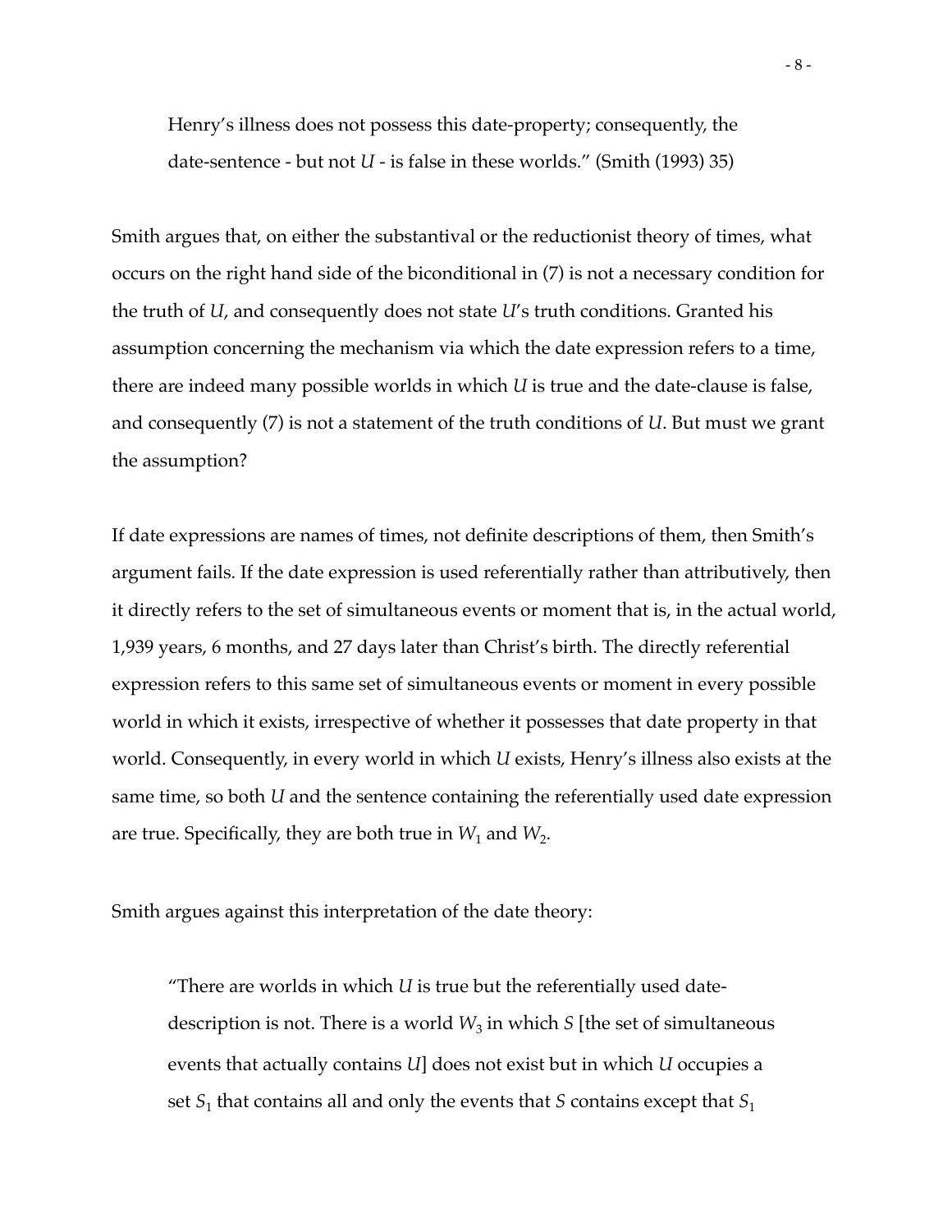> Henry's illness does not possess this date-property; consequently, the date-sentence - but not *U* - is false in these worlds." (Smith (1993) 35)

Smith argues that, on either the substantival or the reductionist theory of times, what occurs on the right hand side of the biconditional in (7) is not a necessary condition for the truth of *U*, and consequently does not state *U*'s truth conditions. Granted his assumption concerning the mechanism via which the date expression refers to a time, there are indeed many possible worlds in which *U* is true and the date-clause is false, and consequently (7) is not a statement of the truth conditions of *U*. But must we grant the assumption?

If date expressions are names of times, not definite descriptions of them, then Smith's argument fails. If the date expression is used referentially rather than attributively, then it directly refers to the set of simultaneous events or moment that is, in the actual world, 1,939 years, 6 months, and 27 days later than Christ's birth. The directly referential expression refers to this same set of simultaneous events or moment in every possible world in which it exists, irrespective of whether it possesses that date property in that world. Consequently, in every world in which *U* exists, Henry's illness also exists at the same time, so both *U* and the sentence containing the referentially used date expression are true. Specifically, they are both true in $W_1$ and $W_2$.

Smith argues against this interpretation of the date theory:

> "There are worlds in which *U* is true but the referentially used date-description is not. There is a world $W_3$ in which *S* [the set of simultaneous events that actually contains *U*] does not exist but in which *U* occupies a set $S_1$ that contains all and only the events that *S* contains except that $S_1$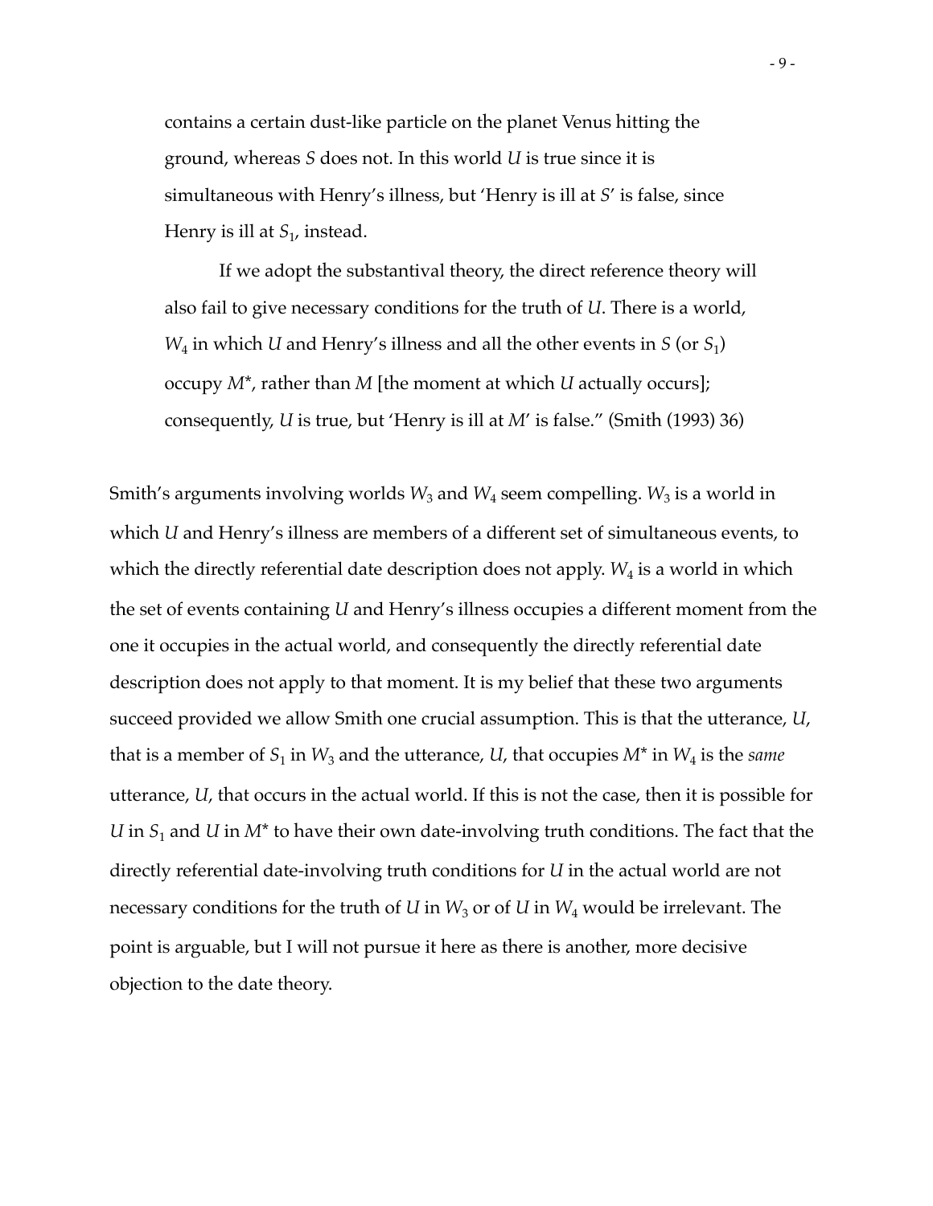contains a certain dust-like particle on the planet Venus hitting the ground, whereas *S* does not. In this world *U* is true since it is simultaneous with Henry's illness, but 'Henry is ill at *S*' is false, since Henry is ill at $S_1$, instead.

If we adopt the substantival theory, the direct reference theory will also fail to give necessary conditions for the truth of *U*. There is a world, $W_4$ in which *U* and Henry's illness and all the other events in *S* (or $S_1$) occupy *M*\*, rather than *M* [the moment at which *U* actually occurs]; consequently, *U* is true, but 'Henry is ill at *M*' is false." (Smith (1993) 36)

Smith's arguments involving worlds $W_3$ and $W_4$ seem compelling. $W_3$ is a world in which *U* and Henry's illness are members of a different set of simultaneous events, to which the directly referential date description does not apply. $W_4$ is a world in which the set of events containing *U* and Henry's illness occupies a different moment from the one it occupies in the actual world, and consequently the directly referential date description does not apply to that moment. It is my belief that these two arguments succeed provided we allow Smith one crucial assumption. This is that the utterance, *U*, that is a member of $S_1$ in $W_3$ and the utterance, *U*, that occupies *M*\* in $W_4$ is the *same* utterance, *U*, that occurs in the actual world. If this is not the case, then it is possible for *U* in $S_1$ and *U* in *M*\* to have their own date-involving truth conditions. The fact that the directly referential date-involving truth conditions for *U* in the actual world are not necessary conditions for the truth of *U* in $W_3$ or of *U* in $W_4$ would be irrelevant. The point is arguable, but I will not pursue it here as there is another, more decisive objection to the date theory.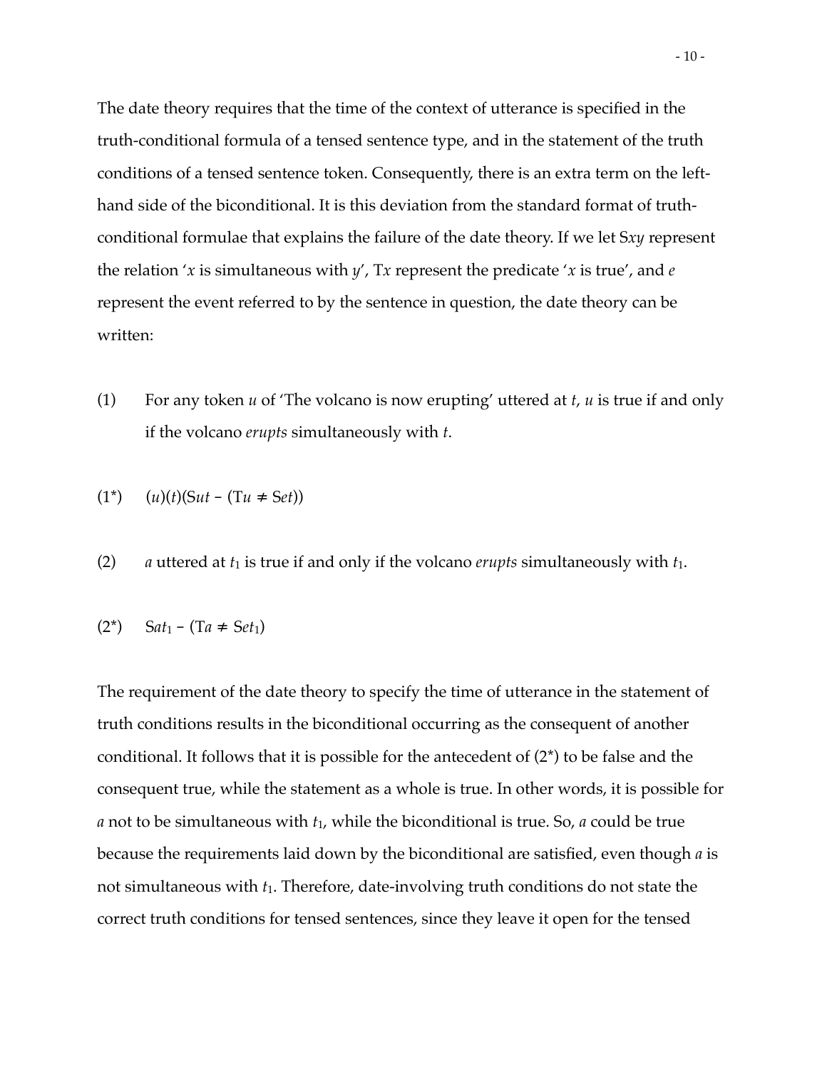The date theory requires that the time of the context of utterance is specified in the truth-conditional formula of a tensed sentence type, and in the statement of the truth conditions of a tensed sentence token. Consequently, there is an extra term on the left-hand side of the biconditional. It is this deviation from the standard format of truth-conditional formulae that explains the failure of the date theory. If we let S*xy* represent the relation '*x* is simultaneous with *y*', T*x* represent the predicate '*x* is true', and *e* represent the event referred to by the sentence in question, the date theory can be written:

(1) For any token *u* of 'The volcano is now erupting' uttered at *t*, *u* is true if and only if the volcano *erupts* simultaneously with *t*.

(1*) $(u)(t)(Sut - (Tu \neq Set))$

(2) *a* uttered at $t_1$ is true if and only if the volcano *erupts* simultaneously with $t_1$.

(2*) $Sat_1 - (Ta \neq Set_1)$

The requirement of the date theory to specify the time of utterance in the statement of truth conditions results in the biconditional occurring as the consequent of another conditional. It follows that it is possible for the antecedent of (2*) to be false and the consequent true, while the statement as a whole is true. In other words, it is possible for *a* not to be simultaneous with $t_1$, while the biconditional is true. So, *a* could be true because the requirements laid down by the biconditional are satisfied, even though *a* is not simultaneous with $t_1$. Therefore, date-involving truth conditions do not state the correct truth conditions for tensed sentences, since they leave it open for the tensed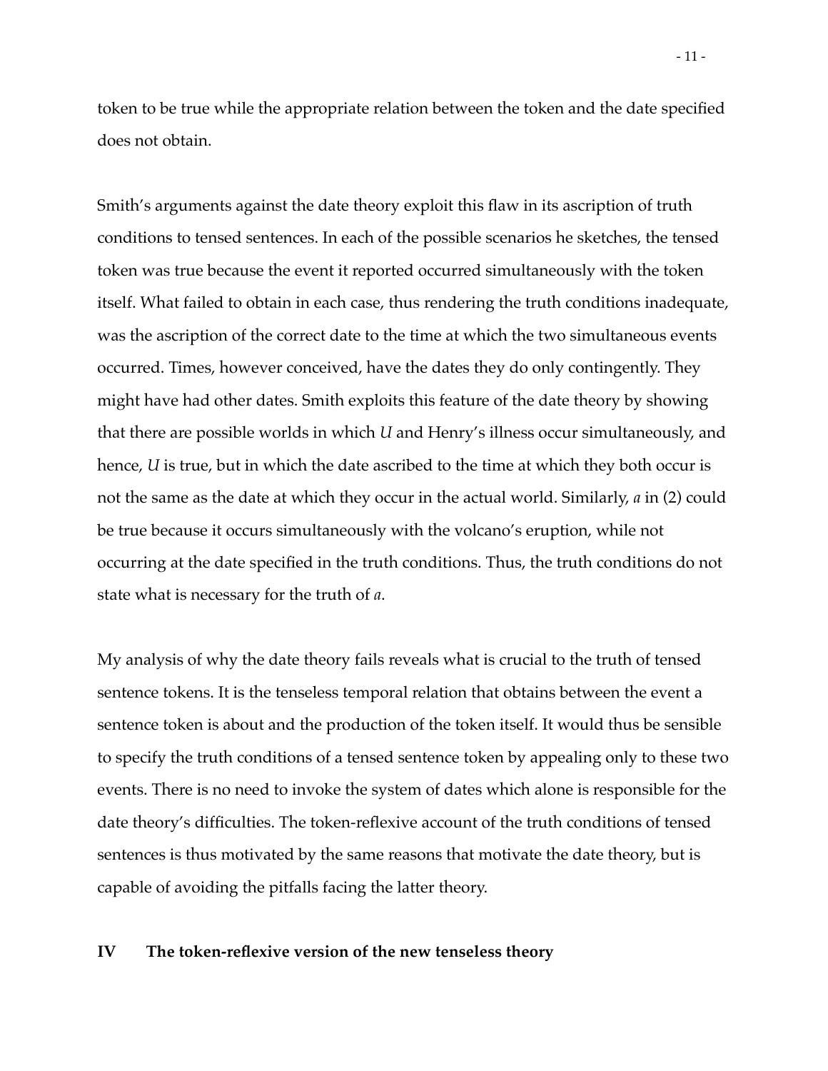token to be true while the appropriate relation between the token and the date specified does not obtain.

Smith's arguments against the date theory exploit this flaw in its ascription of truth conditions to tensed sentences. In each of the possible scenarios he sketches, the tensed token was true because the event it reported occurred simultaneously with the token itself. What failed to obtain in each case, thus rendering the truth conditions inadequate, was the ascription of the correct date to the time at which the two simultaneous events occurred. Times, however conceived, have the dates they do only contingently. They might have had other dates. Smith exploits this feature of the date theory by showing that there are possible worlds in which *U* and Henry's illness occur simultaneously, and hence, *U* is true, but in which the date ascribed to the time at which they both occur is not the same as the date at which they occur in the actual world. Similarly, *a* in (2) could be true because it occurs simultaneously with the volcano's eruption, while not occurring at the date specified in the truth conditions. Thus, the truth conditions do not state what is necessary for the truth of *a*.

My analysis of why the date theory fails reveals what is crucial to the truth of tensed sentence tokens. It is the tenseless temporal relation that obtains between the event a sentence token is about and the production of the token itself. It would thus be sensible to specify the truth conditions of a tensed sentence token by appealing only to these two events. There is no need to invoke the system of dates which alone is responsible for the date theory's difficulties. The token-reflexive account of the truth conditions of tensed sentences is thus motivated by the same reasons that motivate the date theory, but is capable of avoiding the pitfalls facing the latter theory.

## IV The token-reflexive version of the new tenseless theory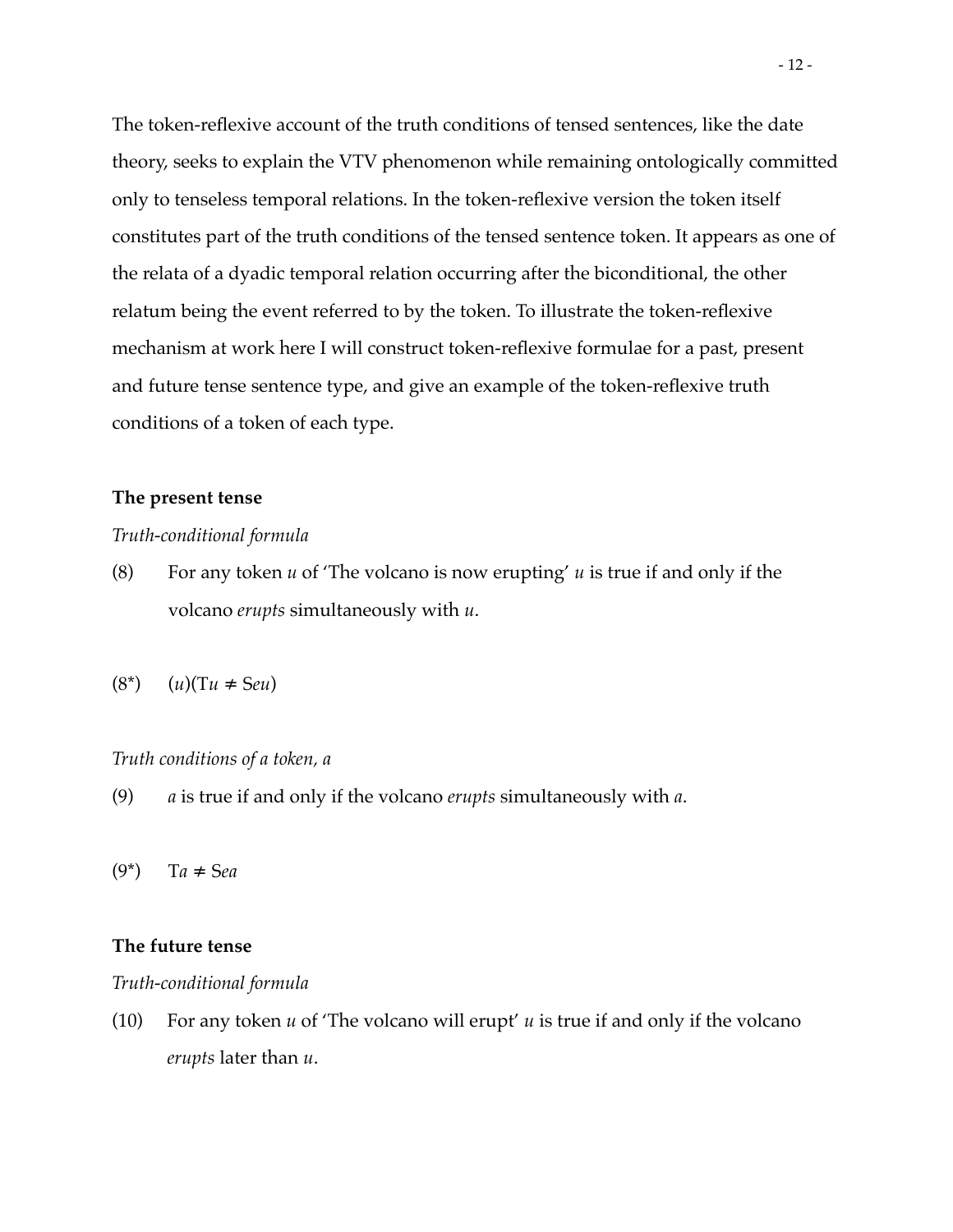The token-reflexive account of the truth conditions of tensed sentences, like the date theory, seeks to explain the VTV phenomenon while remaining ontologically committed only to tenseless temporal relations. In the token-reflexive version the token itself constitutes part of the truth conditions of the tensed sentence token. It appears as one of the relata of a dyadic temporal relation occurring after the biconditional, the other relatum being the event referred to by the token. To illustrate the token-reflexive mechanism at work here I will construct token-reflexive formulae for a past, present and future tense sentence type, and give an example of the token-reflexive truth conditions of a token of each type.

**The present tense**

*Truth-conditional formula*

(8) For any token *u* of 'The volcano is now erupting' *u* is true if and only if the volcano *erupts* simultaneously with *u*.

(8*) $(u)(\mathrm{T}u \neq \mathrm{S}eu)$

*Truth conditions of a token, a*

(9) *a* is true if and only if the volcano *erupts* simultaneously with *a*.

(9*) $\mathrm{T}a \neq \mathrm{S}ea$

**The future tense**

*Truth-conditional formula*

(10) For any token *u* of 'The volcano will erupt' *u* is true if and only if the volcano *erupts* later than *u*.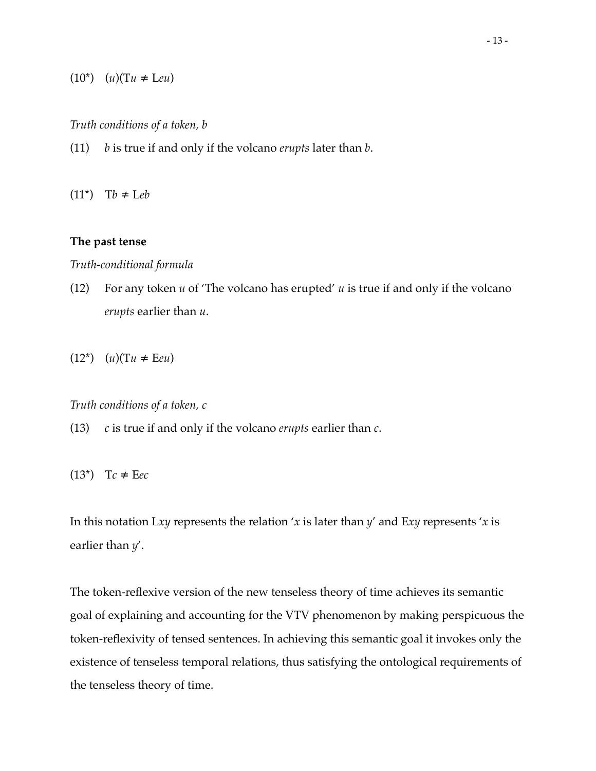(10*) $(u)(\mathrm{T}u \neq \mathrm{L}eu)$

*Truth conditions of a token, b*

(11) *b* is true if and only if the volcano *erupts* later than *b*.

(11*) $\mathrm{T}b \neq \mathrm{L}eb$

**The past tense**

*Truth-conditional formula*

(12) For any token *u* of 'The volcano has erupted' *u* is true if and only if the volcano *erupts* earlier than *u*.

(12*) $(u)(\mathrm{T}u \neq \mathrm{E}eu)$

*Truth conditions of a token, c*

(13) *c* is true if and only if the volcano *erupts* earlier than *c*.

(13*) $\mathrm{T}c \neq \mathrm{E}ec$

In this notation L*xy* represents the relation '*x* is later than *y*' and E*xy* represents '*x* is earlier than *y*'.

The token-reflexive version of the new tenseless theory of time achieves its semantic goal of explaining and accounting for the VTV phenomenon by making perspicuous the token-reflexivity of tensed sentences. In achieving this semantic goal it invokes only the existence of tenseless temporal relations, thus satisfying the ontological requirements of the tenseless theory of time.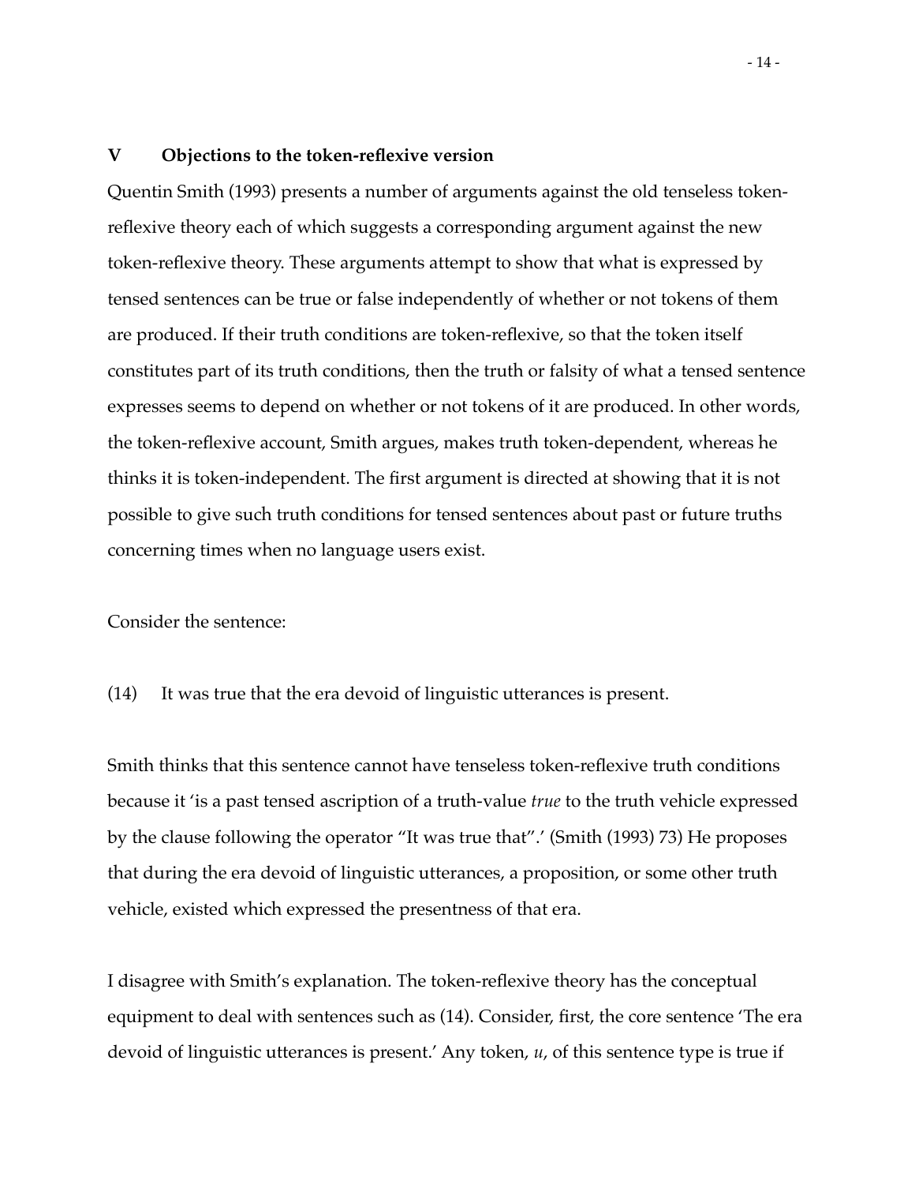## V Objections to the token-reflexive version

Quentin Smith (1993) presents a number of arguments against the old tenseless token-reflexive theory each of which suggests a corresponding argument against the new token-reflexive theory. These arguments attempt to show that what is expressed by tensed sentences can be true or false independently of whether or not tokens of them are produced. If their truth conditions are token-reflexive, so that the token itself constitutes part of its truth conditions, then the truth or falsity of what a tensed sentence expresses seems to depend on whether or not tokens of it are produced. In other words, the token-reflexive account, Smith argues, makes truth token-dependent, whereas he thinks it is token-independent. The first argument is directed at showing that it is not possible to give such truth conditions for tensed sentences about past or future truths concerning times when no language users exist.

Consider the sentence:

(14) It was true that the era devoid of linguistic utterances is present.

Smith thinks that this sentence cannot have tenseless token-reflexive truth conditions because it 'is a past tensed ascription of a truth-value *true* to the truth vehicle expressed by the clause following the operator "It was true that".' (Smith (1993) 73) He proposes that during the era devoid of linguistic utterances, a proposition, or some other truth vehicle, existed which expressed the presentness of that era.

I disagree with Smith's explanation. The token-reflexive theory has the conceptual equipment to deal with sentences such as (14). Consider, first, the core sentence 'The era devoid of linguistic utterances is present.' Any token, *u*, of this sentence type is true if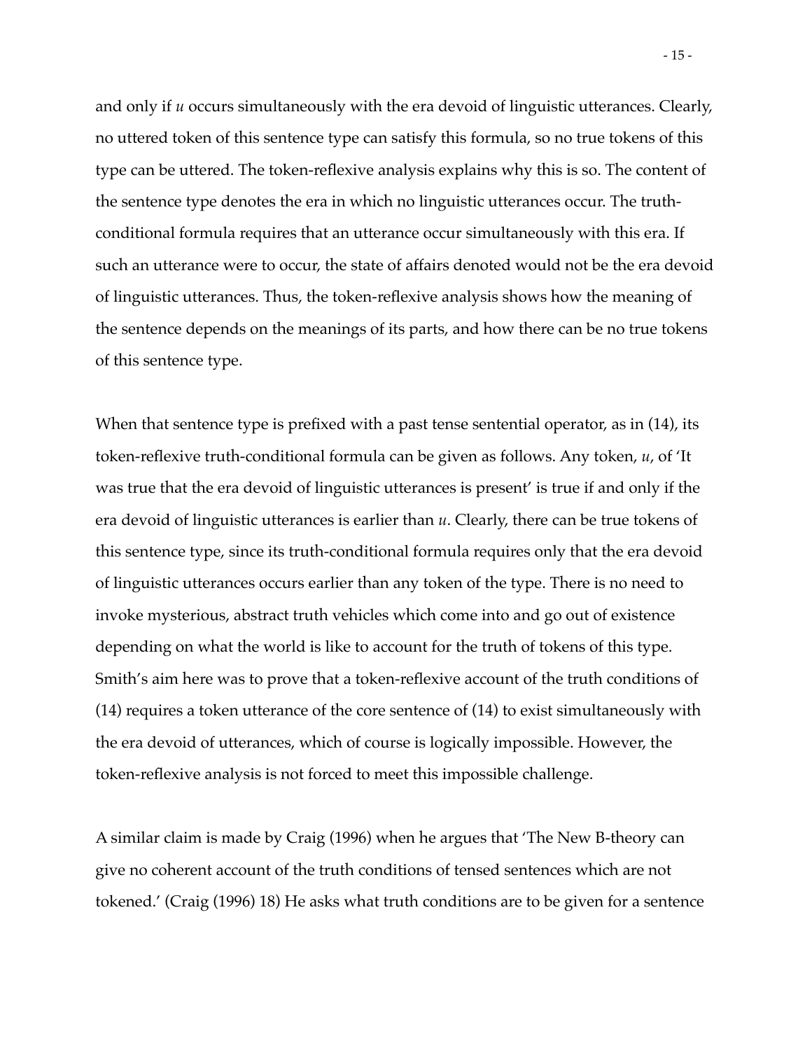and only if *u* occurs simultaneously with the era devoid of linguistic utterances. Clearly, no uttered token of this sentence type can satisfy this formula, so no true tokens of this type can be uttered. The token-reflexive analysis explains why this is so. The content of the sentence type denotes the era in which no linguistic utterances occur. The truth-conditional formula requires that an utterance occur simultaneously with this era. If such an utterance were to occur, the state of affairs denoted would not be the era devoid of linguistic utterances. Thus, the token-reflexive analysis shows how the meaning of the sentence depends on the meanings of its parts, and how there can be no true tokens of this sentence type.

When that sentence type is prefixed with a past tense sentential operator, as in (14), its token-reflexive truth-conditional formula can be given as follows. Any token, *u*, of 'It was true that the era devoid of linguistic utterances is present' is true if and only if the era devoid of linguistic utterances is earlier than *u*. Clearly, there can be true tokens of this sentence type, since its truth-conditional formula requires only that the era devoid of linguistic utterances occurs earlier than any token of the type. There is no need to invoke mysterious, abstract truth vehicles which come into and go out of existence depending on what the world is like to account for the truth of tokens of this type. Smith's aim here was to prove that a token-reflexive account of the truth conditions of (14) requires a token utterance of the core sentence of (14) to exist simultaneously with the era devoid of utterances, which of course is logically impossible. However, the token-reflexive analysis is not forced to meet this impossible challenge.

A similar claim is made by Craig (1996) when he argues that 'The New B-theory can give no coherent account of the truth conditions of tensed sentences which are not tokened.' (Craig (1996) 18) He asks what truth conditions are to be given for a sentence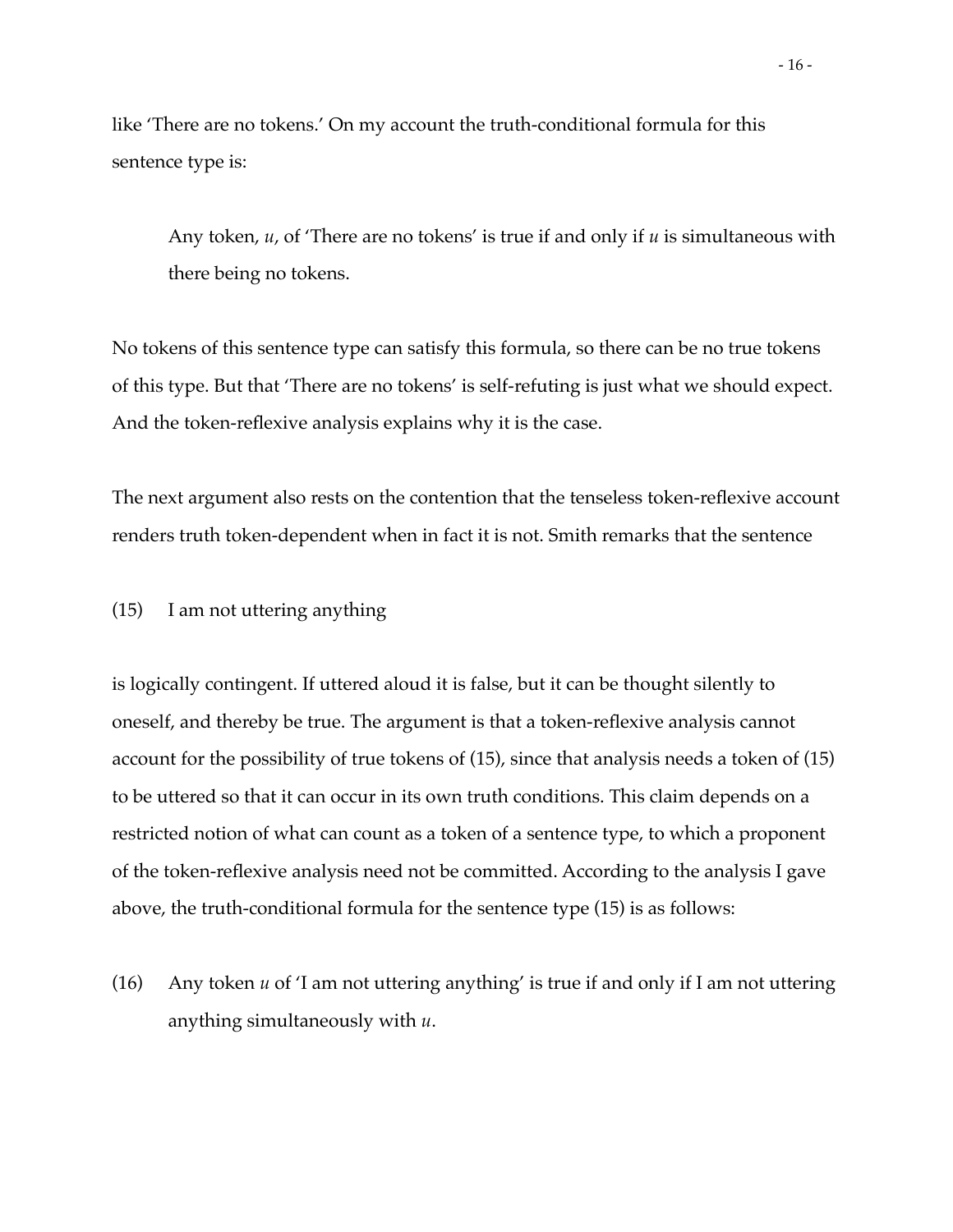like 'There are no tokens.' On my account the truth-conditional formula for this sentence type is:

> Any token, *u*, of 'There are no tokens' is true if and only if *u* is simultaneous with there being no tokens.

No tokens of this sentence type can satisfy this formula, so there can be no true tokens of this type. But that 'There are no tokens' is self-refuting is just what we should expect. And the token-reflexive analysis explains why it is the case.

The next argument also rests on the contention that the tenseless token-reflexive account renders truth token-dependent when in fact it is not. Smith remarks that the sentence

(15) I am not uttering anything

is logically contingent. If uttered aloud it is false, but it can be thought silently to oneself, and thereby be true. The argument is that a token-reflexive analysis cannot account for the possibility of true tokens of (15), since that analysis needs a token of (15) to be uttered so that it can occur in its own truth conditions. This claim depends on a restricted notion of what can count as a token of a sentence type, to which a proponent of the token-reflexive analysis need not be committed. According to the analysis I gave above, the truth-conditional formula for the sentence type (15) is as follows:

(16) Any token *u* of 'I am not uttering anything' is true if and only if I am not uttering anything simultaneously with *u*.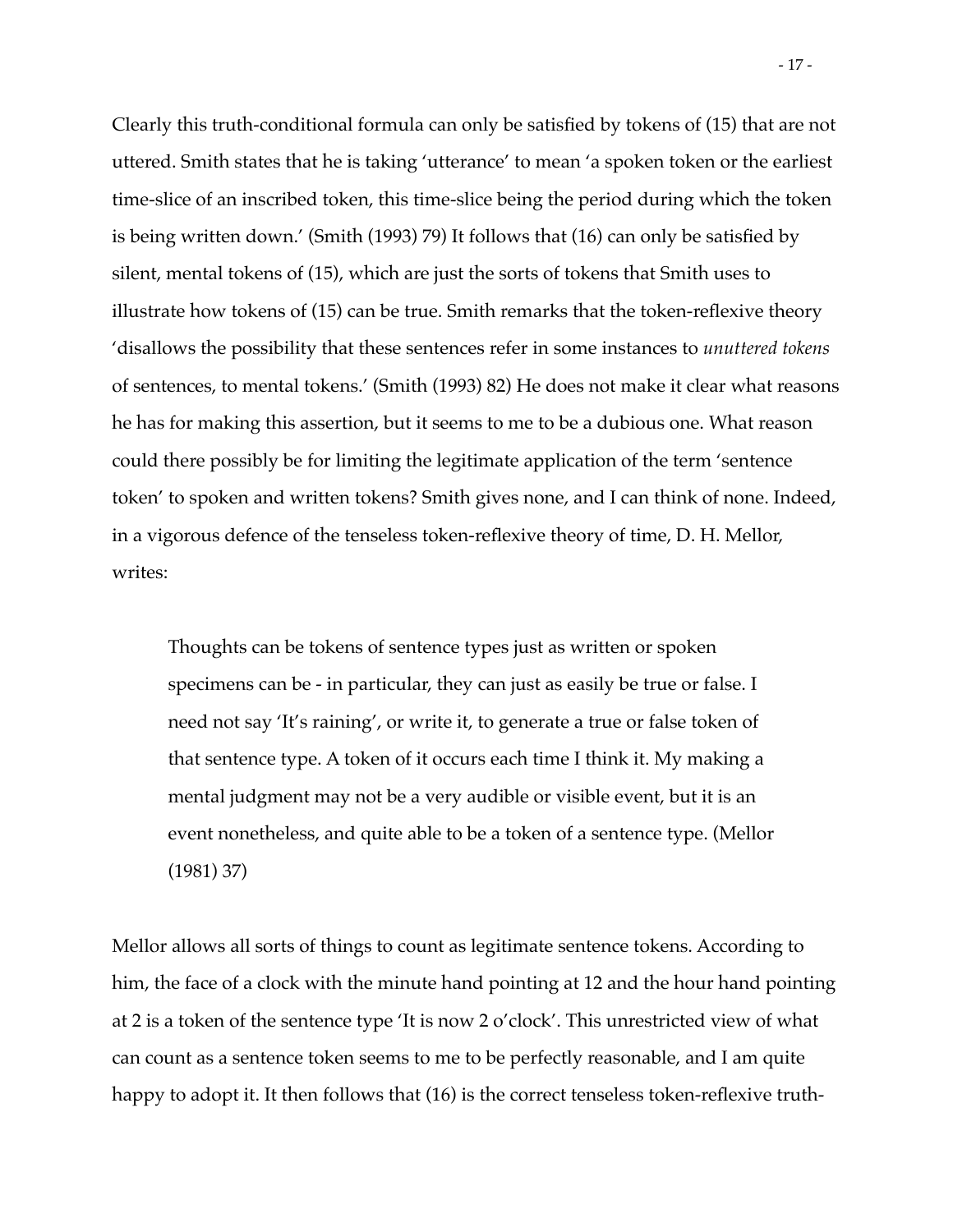Clearly this truth-conditional formula can only be satisfied by tokens of (15) that are not uttered. Smith states that he is taking 'utterance' to mean 'a spoken token or the earliest time-slice of an inscribed token, this time-slice being the period during which the token is being written down.' (Smith (1993) 79) It follows that (16) can only be satisfied by silent, mental tokens of (15), which are just the sorts of tokens that Smith uses to illustrate how tokens of (15) can be true. Smith remarks that the token-reflexive theory 'disallows the possibility that these sentences refer in some instances to *unuttered tokens* of sentences, to mental tokens.' (Smith (1993) 82) He does not make it clear what reasons he has for making this assertion, but it seems to me to be a dubious one. What reason could there possibly be for limiting the legitimate application of the term 'sentence token' to spoken and written tokens? Smith gives none, and I can think of none. Indeed, in a vigorous defence of the tenseless token-reflexive theory of time, D. H. Mellor, writes:

> Thoughts can be tokens of sentence types just as written or spoken specimens can be - in particular, they can just as easily be true or false. I need not say 'It's raining', or write it, to generate a true or false token of that sentence type. A token of it occurs each time I think it. My making a mental judgment may not be a very audible or visible event, but it is an event nonetheless, and quite able to be a token of a sentence type. (Mellor (1981) 37)

Mellor allows all sorts of things to count as legitimate sentence tokens. According to him, the face of a clock with the minute hand pointing at 12 and the hour hand pointing at 2 is a token of the sentence type 'It is now 2 o'clock'. This unrestricted view of what can count as a sentence token seems to me to be perfectly reasonable, and I am quite happy to adopt it. It then follows that (16) is the correct tenseless token-reflexive truth-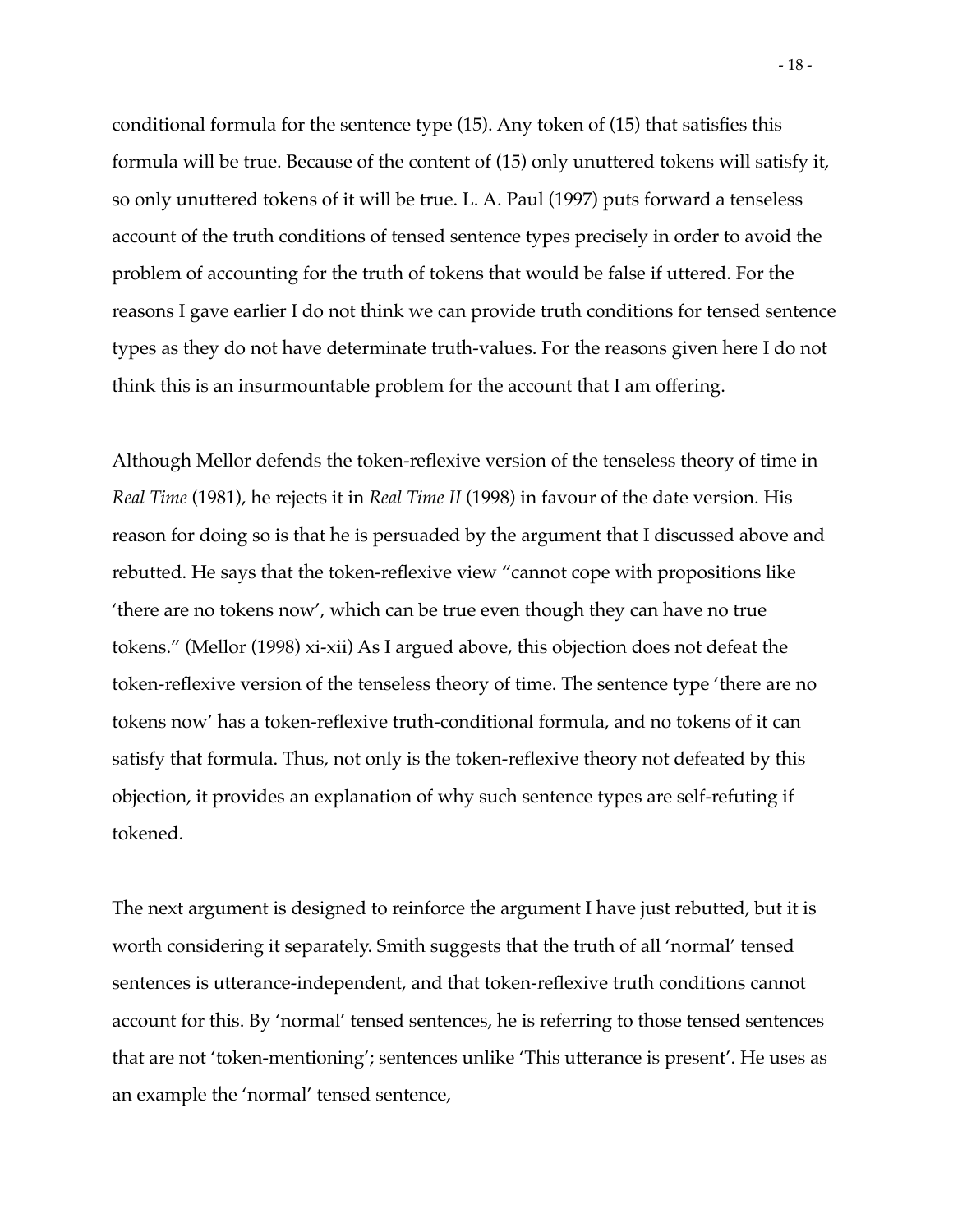conditional formula for the sentence type (15). Any token of (15) that satisfies this formula will be true. Because of the content of (15) only unuttered tokens will satisfy it, so only unuttered tokens of it will be true. L. A. Paul (1997) puts forward a tenseless account of the truth conditions of tensed sentence types precisely in order to avoid the problem of accounting for the truth of tokens that would be false if uttered. For the reasons I gave earlier I do not think we can provide truth conditions for tensed sentence types as they do not have determinate truth-values. For the reasons given here I do not think this is an insurmountable problem for the account that I am offering.

Although Mellor defends the token-reflexive version of the tenseless theory of time in *Real Time* (1981), he rejects it in *Real Time II* (1998) in favour of the date version. His reason for doing so is that he is persuaded by the argument that I discussed above and rebutted. He says that the token-reflexive view "cannot cope with propositions like 'there are no tokens now', which can be true even though they can have no true tokens." (Mellor (1998) xi-xii) As I argued above, this objection does not defeat the token-reflexive version of the tenseless theory of time. The sentence type 'there are no tokens now' has a token-reflexive truth-conditional formula, and no tokens of it can satisfy that formula. Thus, not only is the token-reflexive theory not defeated by this objection, it provides an explanation of why such sentence types are self-refuting if tokened.

The next argument is designed to reinforce the argument I have just rebutted, but it is worth considering it separately. Smith suggests that the truth of all 'normal' tensed sentences is utterance-independent, and that token-reflexive truth conditions cannot account for this. By 'normal' tensed sentences, he is referring to those tensed sentences that are not 'token-mentioning'; sentences unlike 'This utterance is present'. He uses as an example the 'normal' tensed sentence,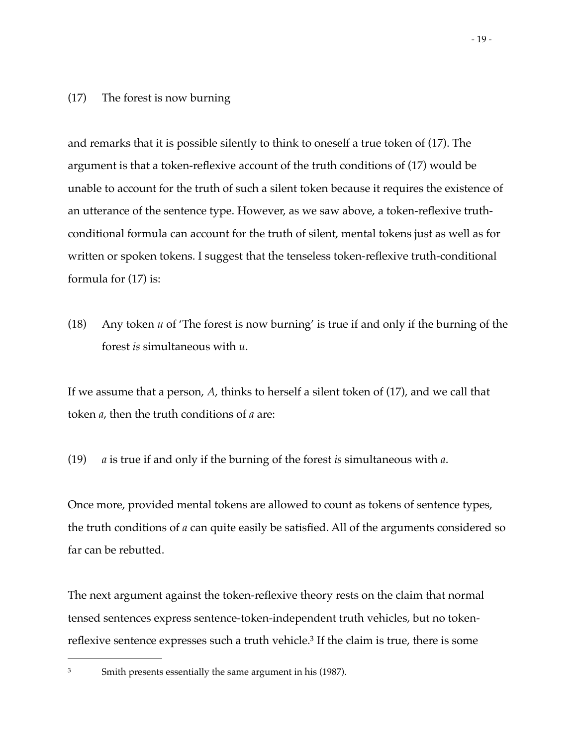(17) The forest is now burning

and remarks that it is possible silently to think to oneself a true token of (17). The argument is that a token-reflexive account of the truth conditions of (17) would be unable to account for the truth of such a silent token because it requires the existence of an utterance of the sentence type. However, as we saw above, a token-reflexive truth-conditional formula can account for the truth of silent, mental tokens just as well as for written or spoken tokens. I suggest that the tenseless token-reflexive truth-conditional formula for (17) is:

(18) Any token *u* of 'The forest is now burning' is true if and only if the burning of the forest *is* simultaneous with *u*.

If we assume that a person, *A*, thinks to herself a silent token of (17), and we call that token *a*, then the truth conditions of *a* are:

(19) *a* is true if and only if the burning of the forest *is* simultaneous with *a*.

Once more, provided mental tokens are allowed to count as tokens of sentence types, the truth conditions of *a* can quite easily be satisfied. All of the arguments considered so far can be rebutted.

The next argument against the token-reflexive theory rests on the claim that normal tensed sentences express sentence-token-independent truth vehicles, but no token-reflexive sentence expresses such a truth vehicle.[3] If the claim is true, there is some

[3] Smith presents essentially the same argument in his (1987).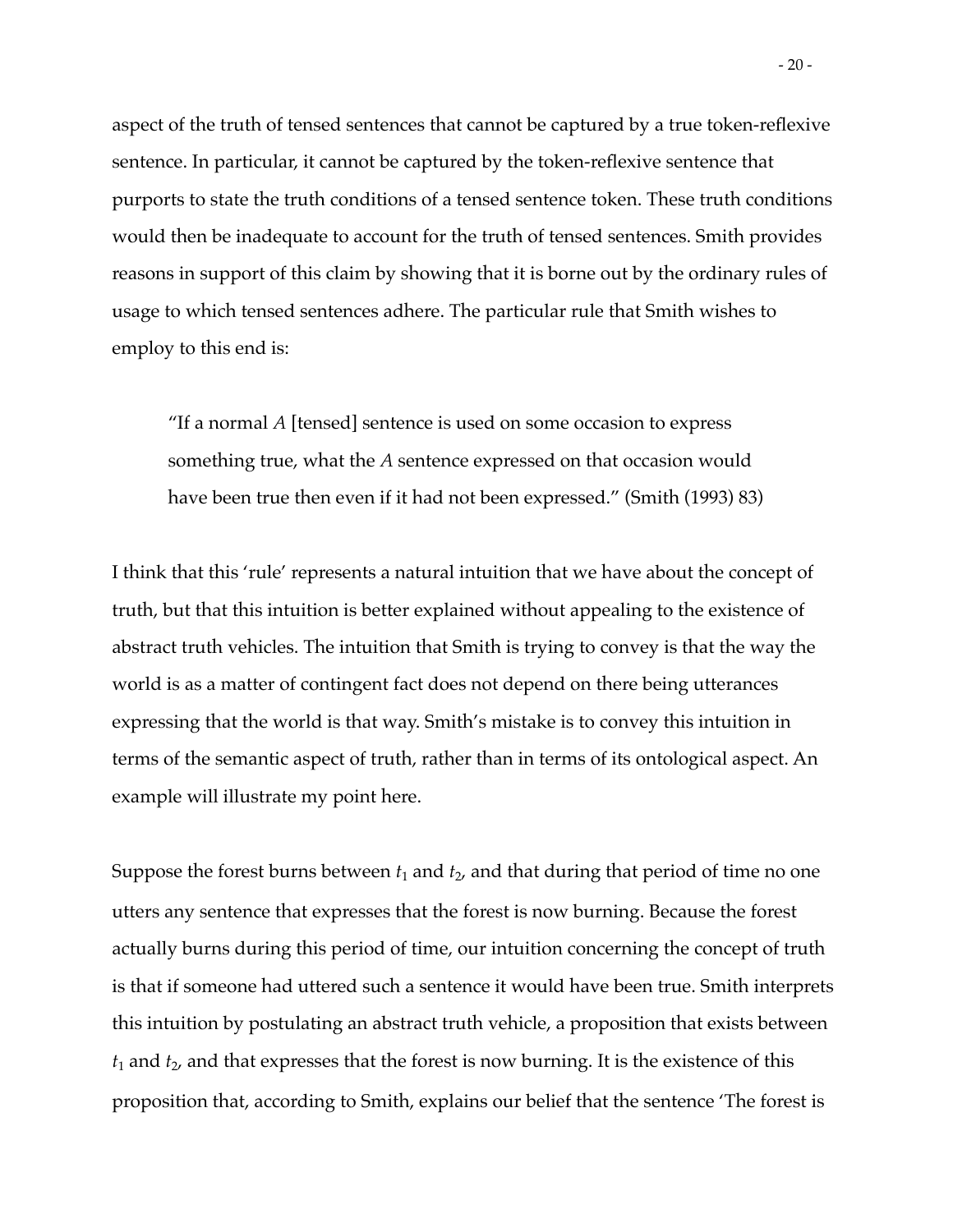aspect of the truth of tensed sentences that cannot be captured by a true token-reflexive sentence. In particular, it cannot be captured by the token-reflexive sentence that purports to state the truth conditions of a tensed sentence token. These truth conditions would then be inadequate to account for the truth of tensed sentences. Smith provides reasons in support of this claim by showing that it is borne out by the ordinary rules of usage to which tensed sentences adhere. The particular rule that Smith wishes to employ to this end is:

> "If a normal *A* [tensed] sentence is used on some occasion to express something true, what the *A* sentence expressed on that occasion would have been true then even if it had not been expressed." (Smith (1993) 83)

I think that this 'rule' represents a natural intuition that we have about the concept of truth, but that this intuition is better explained without appealing to the existence of abstract truth vehicles. The intuition that Smith is trying to convey is that the way the world is as a matter of contingent fact does not depend on there being utterances expressing that the world is that way. Smith's mistake is to convey this intuition in terms of the semantic aspect of truth, rather than in terms of its ontological aspect. An example will illustrate my point here.

Suppose the forest burns between $t_1$ and $t_2$, and that during that period of time no one utters any sentence that expresses that the forest is now burning. Because the forest actually burns during this period of time, our intuition concerning the concept of truth is that if someone had uttered such a sentence it would have been true. Smith interprets this intuition by postulating an abstract truth vehicle, a proposition that exists between $t_1$ and $t_2$, and that expresses that the forest is now burning. It is the existence of this proposition that, according to Smith, explains our belief that the sentence 'The forest is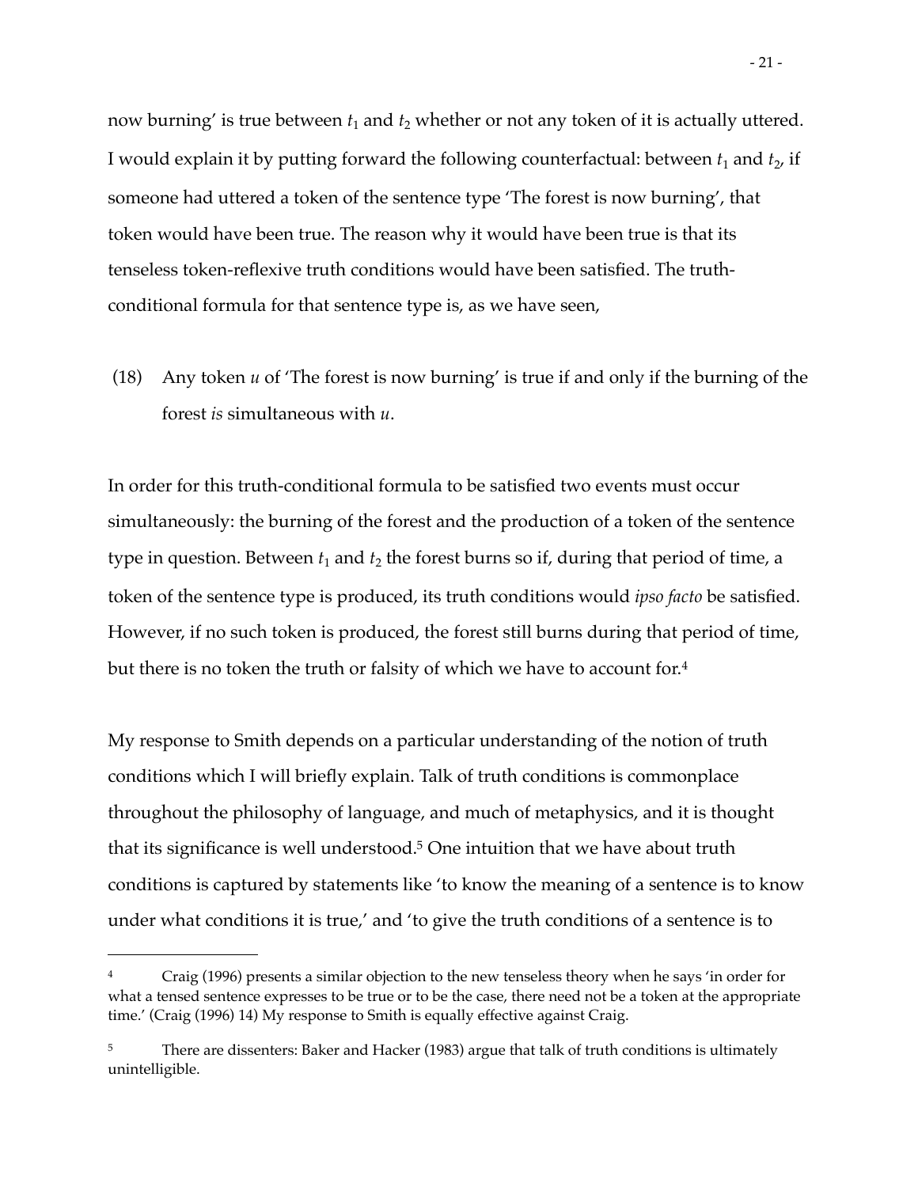now burning' is true between $t_1$ and $t_2$ whether or not any token of it is actually uttered. I would explain it by putting forward the following counterfactual: between $t_1$ and $t_2$, if someone had uttered a token of the sentence type 'The forest is now burning', that token would have been true. The reason why it would have been true is that its tenseless token-reflexive truth conditions would have been satisfied. The truth-conditional formula for that sentence type is, as we have seen,

(18) Any token $u$ of 'The forest is now burning' is true if and only if the burning of the forest *is* simultaneous with $u$.

In order for this truth-conditional formula to be satisfied two events must occur simultaneously: the burning of the forest and the production of a token of the sentence type in question. Between $t_1$ and $t_2$ the forest burns so if, during that period of time, a token of the sentence type is produced, its truth conditions would *ipso facto* be satisfied. However, if no such token is produced, the forest still burns during that period of time, but there is no token the truth or falsity of which we have to account for.[4]

My response to Smith depends on a particular understanding of the notion of truth conditions which I will briefly explain. Talk of truth conditions is commonplace throughout the philosophy of language, and much of metaphysics, and it is thought that its significance is well understood.[5] One intuition that we have about truth conditions is captured by statements like 'to know the meaning of a sentence is to know under what conditions it is true,' and 'to give the truth conditions of a sentence is to

---

[4] Craig (1996) presents a similar objection to the new tenseless theory when he says 'in order for what a tensed sentence expresses to be true or to be the case, there need not be a token at the appropriate time.' (Craig (1996) 14) My response to Smith is equally effective against Craig.

[5] There are dissenters: Baker and Hacker (1983) argue that talk of truth conditions is ultimately unintelligible.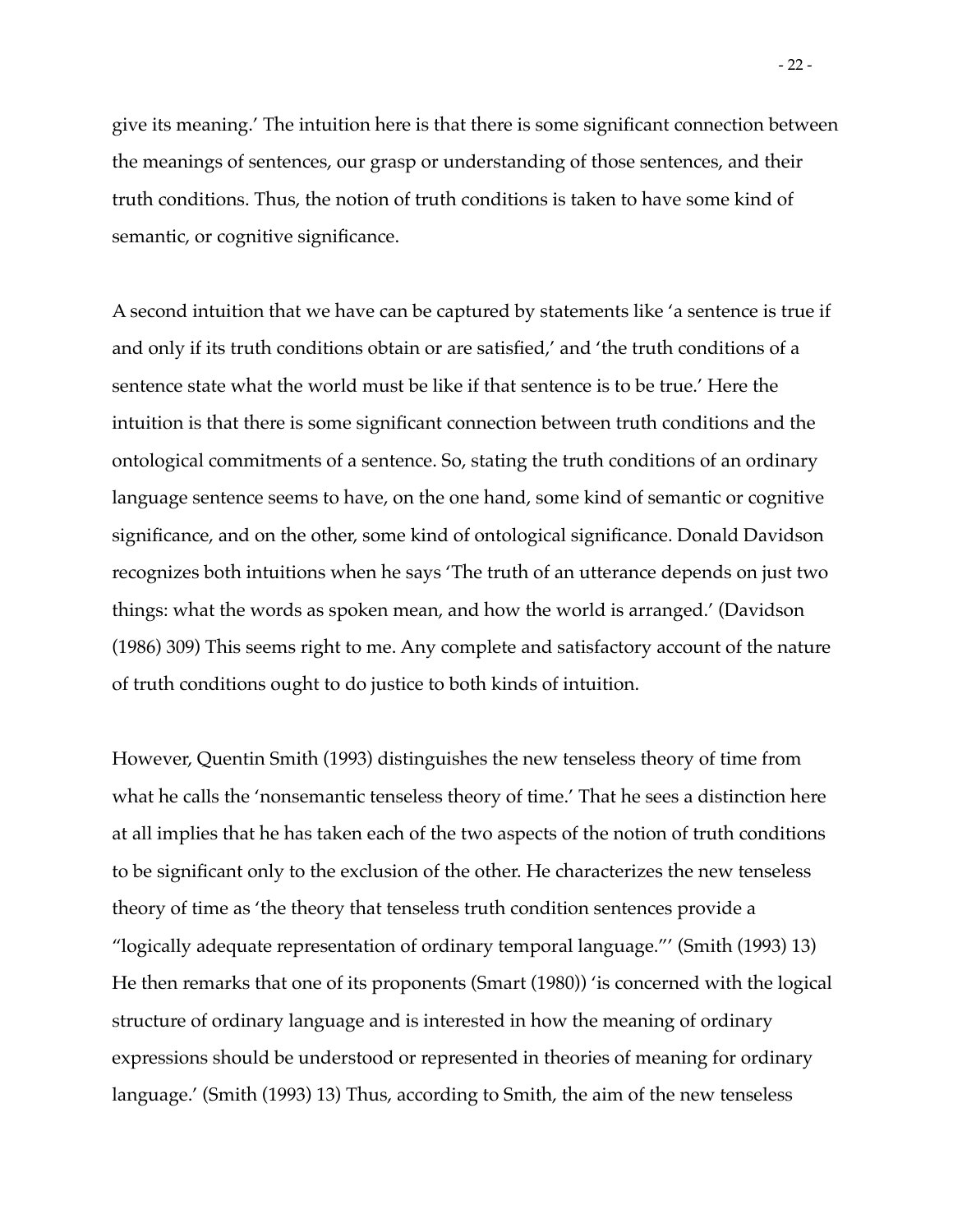give its meaning.' The intuition here is that there is some significant connection between the meanings of sentences, our grasp or understanding of those sentences, and their truth conditions. Thus, the notion of truth conditions is taken to have some kind of semantic, or cognitive significance.

A second intuition that we have can be captured by statements like 'a sentence is true if and only if its truth conditions obtain or are satisfied,' and 'the truth conditions of a sentence state what the world must be like if that sentence is to be true.' Here the intuition is that there is some significant connection between truth conditions and the ontological commitments of a sentence. So, stating the truth conditions of an ordinary language sentence seems to have, on the one hand, some kind of semantic or cognitive significance, and on the other, some kind of ontological significance. Donald Davidson recognizes both intuitions when he says 'The truth of an utterance depends on just two things: what the words as spoken mean, and how the world is arranged.' (Davidson (1986) 309) This seems right to me. Any complete and satisfactory account of the nature of truth conditions ought to do justice to both kinds of intuition.

However, Quentin Smith (1993) distinguishes the new tenseless theory of time from what he calls the 'nonsemantic tenseless theory of time.' That he sees a distinction here at all implies that he has taken each of the two aspects of the notion of truth conditions to be significant only to the exclusion of the other. He characterizes the new tenseless theory of time as 'the theory that tenseless truth condition sentences provide a "logically adequate representation of ordinary temporal language."' (Smith (1993) 13) He then remarks that one of its proponents (Smart (1980)) 'is concerned with the logical structure of ordinary language and is interested in how the meaning of ordinary expressions should be understood or represented in theories of meaning for ordinary language.' (Smith (1993) 13) Thus, according to Smith, the aim of the new tenseless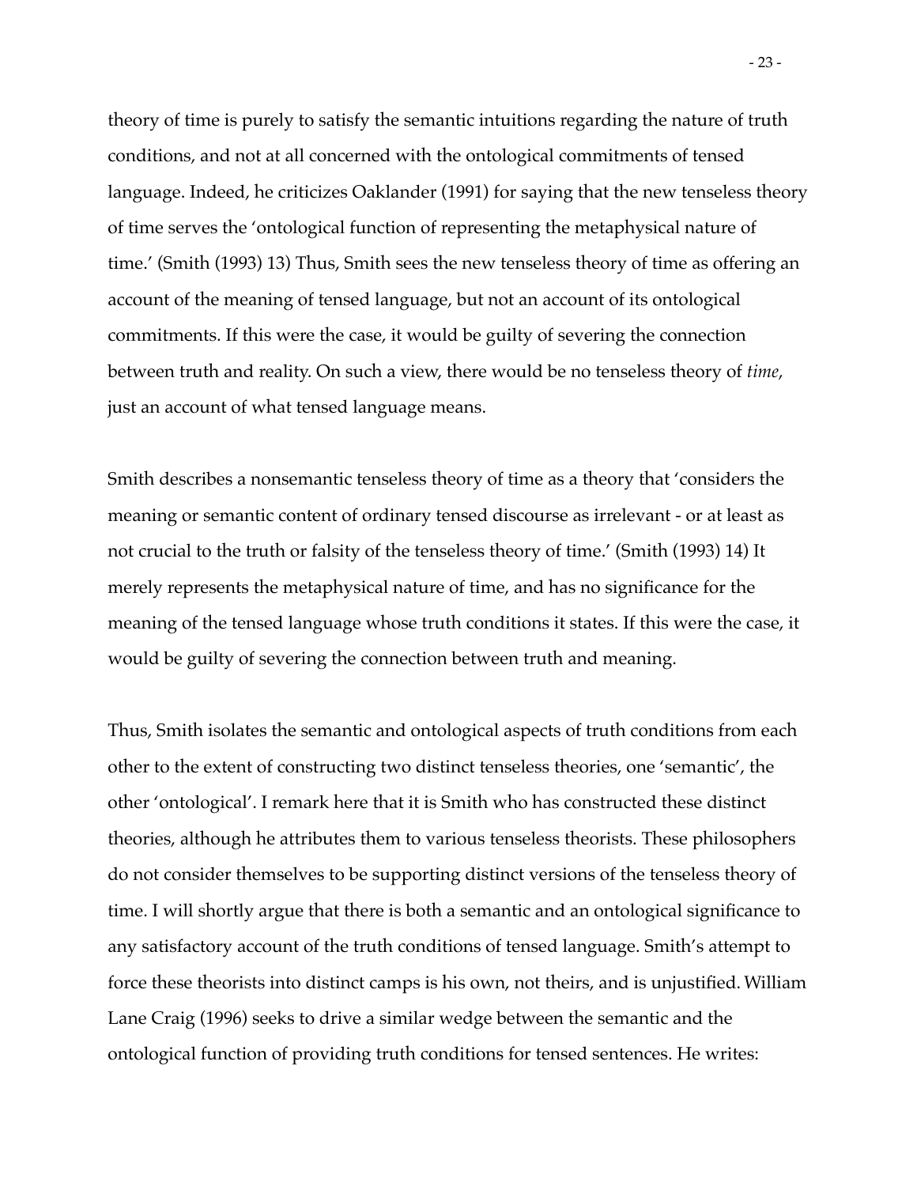theory of time is purely to satisfy the semantic intuitions regarding the nature of truth conditions, and not at all concerned with the ontological commitments of tensed language. Indeed, he criticizes Oaklander (1991) for saying that the new tenseless theory of time serves the 'ontological function of representing the metaphysical nature of time.' (Smith (1993) 13) Thus, Smith sees the new tenseless theory of time as offering an account of the meaning of tensed language, but not an account of its ontological commitments. If this were the case, it would be guilty of severing the connection between truth and reality. On such a view, there would be no tenseless theory of *time*, just an account of what tensed language means.

Smith describes a nonsemantic tenseless theory of time as a theory that 'considers the meaning or semantic content of ordinary tensed discourse as irrelevant - or at least as not crucial to the truth or falsity of the tenseless theory of time.' (Smith (1993) 14) It merely represents the metaphysical nature of time, and has no significance for the meaning of the tensed language whose truth conditions it states. If this were the case, it would be guilty of severing the connection between truth and meaning.

Thus, Smith isolates the semantic and ontological aspects of truth conditions from each other to the extent of constructing two distinct tenseless theories, one 'semantic', the other 'ontological'. I remark here that it is Smith who has constructed these distinct theories, although he attributes them to various tenseless theorists. These philosophers do not consider themselves to be supporting distinct versions of the tenseless theory of time. I will shortly argue that there is both a semantic and an ontological significance to any satisfactory account of the truth conditions of tensed language. Smith's attempt to force these theorists into distinct camps is his own, not theirs, and is unjustified. William Lane Craig (1996) seeks to drive a similar wedge between the semantic and the ontological function of providing truth conditions for tensed sentences. He writes: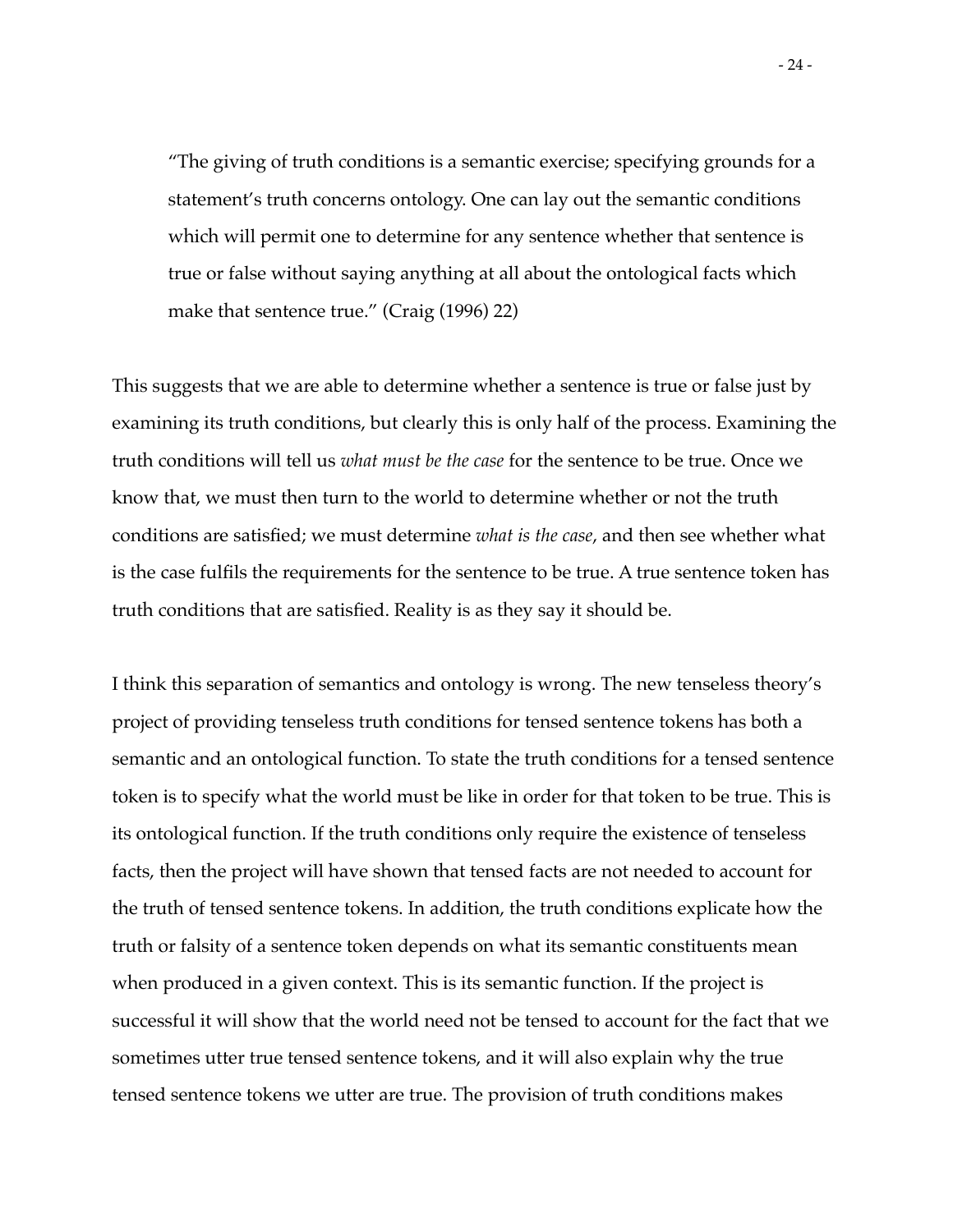> "The giving of truth conditions is a semantic exercise; specifying grounds for a statement's truth concerns ontology. One can lay out the semantic conditions which will permit one to determine for any sentence whether that sentence is true or false without saying anything at all about the ontological facts which make that sentence true." (Craig (1996) 22)

This suggests that we are able to determine whether a sentence is true or false just by examining its truth conditions, but clearly this is only half of the process. Examining the truth conditions will tell us *what must be the case* for the sentence to be true. Once we know that, we must then turn to the world to determine whether or not the truth conditions are satisfied; we must determine *what is the case*, and then see whether what is the case fulfils the requirements for the sentence to be true. A true sentence token has truth conditions that are satisfied. Reality is as they say it should be.

I think this separation of semantics and ontology is wrong. The new tenseless theory's project of providing tenseless truth conditions for tensed sentence tokens has both a semantic and an ontological function. To state the truth conditions for a tensed sentence token is to specify what the world must be like in order for that token to be true. This is its ontological function. If the truth conditions only require the existence of tenseless facts, then the project will have shown that tensed facts are not needed to account for the truth of tensed sentence tokens. In addition, the truth conditions explicate how the truth or falsity of a sentence token depends on what its semantic constituents mean when produced in a given context. This is its semantic function. If the project is successful it will show that the world need not be tensed to account for the fact that we sometimes utter true tensed sentence tokens, and it will also explain why the true tensed sentence tokens we utter are true. The provision of truth conditions makes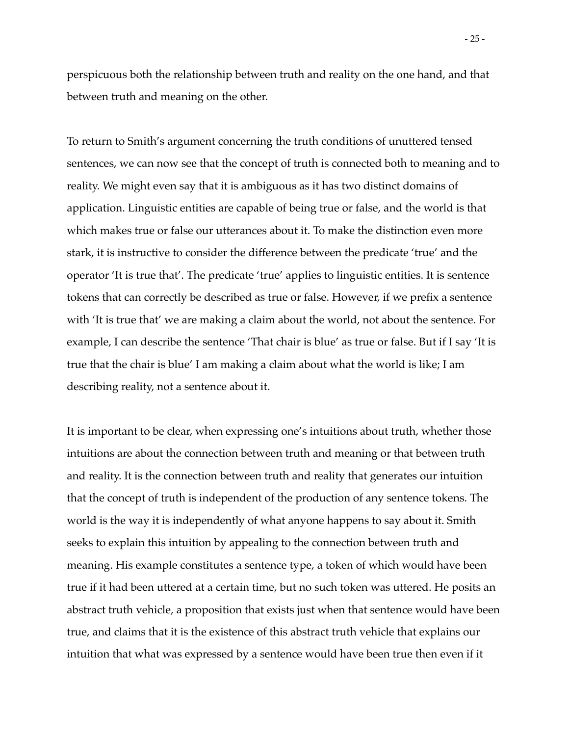perspicuous both the relationship between truth and reality on the one hand, and that between truth and meaning on the other.

To return to Smith's argument concerning the truth conditions of unuttered tensed sentences, we can now see that the concept of truth is connected both to meaning and to reality. We might even say that it is ambiguous as it has two distinct domains of application. Linguistic entities are capable of being true or false, and the world is that which makes true or false our utterances about it. To make the distinction even more stark, it is instructive to consider the difference between the predicate 'true' and the operator 'It is true that'. The predicate 'true' applies to linguistic entities. It is sentence tokens that can correctly be described as true or false. However, if we prefix a sentence with 'It is true that' we are making a claim about the world, not about the sentence. For example, I can describe the sentence 'That chair is blue' as true or false. But if I say 'It is true that the chair is blue' I am making a claim about what the world is like; I am describing reality, not a sentence about it.

It is important to be clear, when expressing one's intuitions about truth, whether those intuitions are about the connection between truth and meaning or that between truth and reality. It is the connection between truth and reality that generates our intuition that the concept of truth is independent of the production of any sentence tokens. The world is the way it is independently of what anyone happens to say about it. Smith seeks to explain this intuition by appealing to the connection between truth and meaning. His example constitutes a sentence type, a token of which would have been true if it had been uttered at a certain time, but no such token was uttered. He posits an abstract truth vehicle, a proposition that exists just when that sentence would have been true, and claims that it is the existence of this abstract truth vehicle that explains our intuition that what was expressed by a sentence would have been true then even if it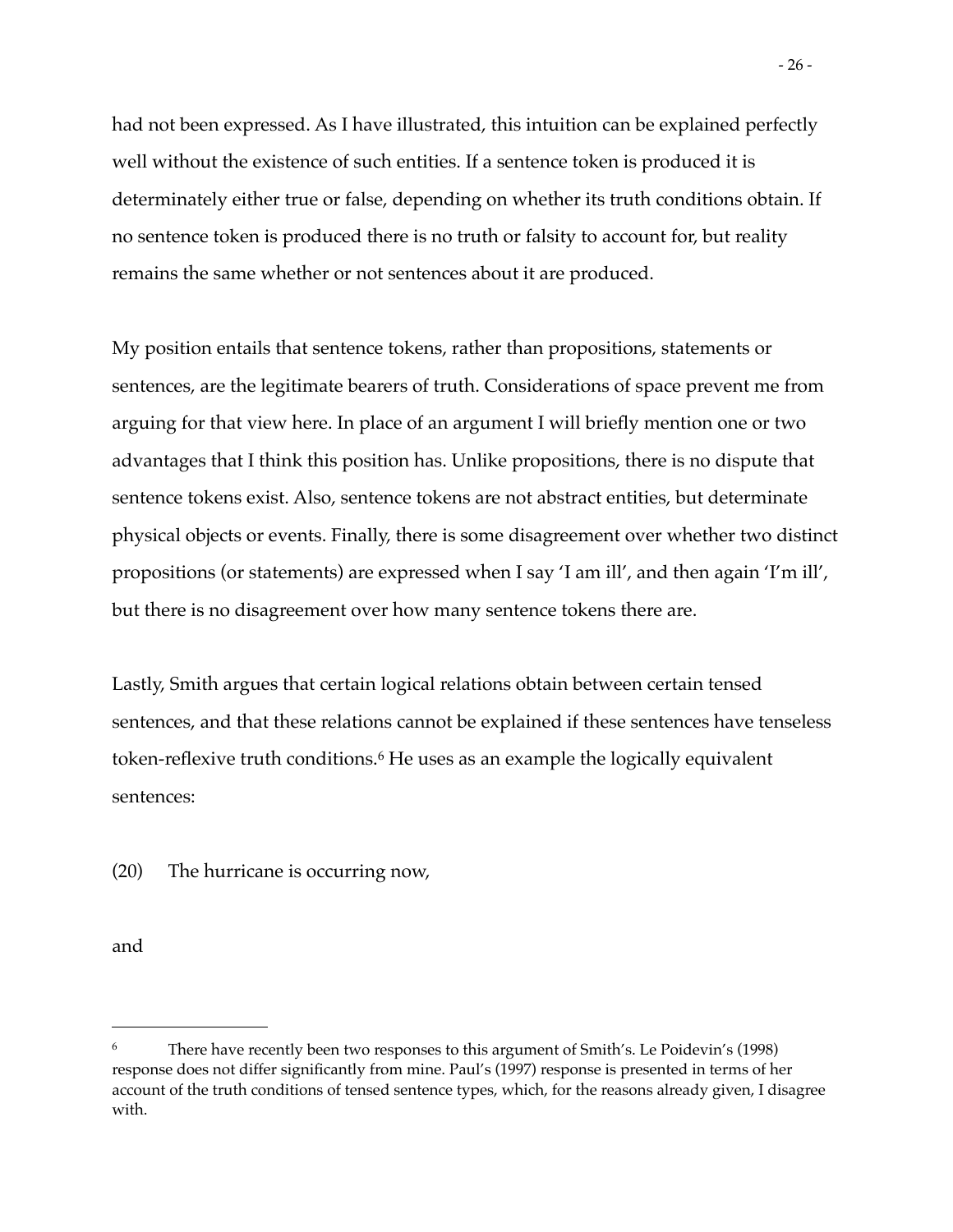had not been expressed. As I have illustrated, this intuition can be explained perfectly well without the existence of such entities. If a sentence token is produced it is determinately either true or false, depending on whether its truth conditions obtain. If no sentence token is produced there is no truth or falsity to account for, but reality remains the same whether or not sentences about it are produced.

My position entails that sentence tokens, rather than propositions, statements or sentences, are the legitimate bearers of truth. Considerations of space prevent me from arguing for that view here. In place of an argument I will briefly mention one or two advantages that I think this position has. Unlike propositions, there is no dispute that sentence tokens exist. Also, sentence tokens are not abstract entities, but determinate physical objects or events. Finally, there is some disagreement over whether two distinct propositions (or statements) are expressed when I say 'I am ill', and then again 'I'm ill', but there is no disagreement over how many sentence tokens there are.

Lastly, Smith argues that certain logical relations obtain between certain tensed sentences, and that these relations cannot be explained if these sentences have tenseless token-reflexive truth conditions.[6] He uses as an example the logically equivalent sentences:

(20) The hurricane is occurring now,

and

[6] There have recently been two responses to this argument of Smith's. Le Poidevin's (1998) response does not differ significantly from mine. Paul's (1997) response is presented in terms of her account of the truth conditions of tensed sentence types, which, for the reasons already given, I disagree with.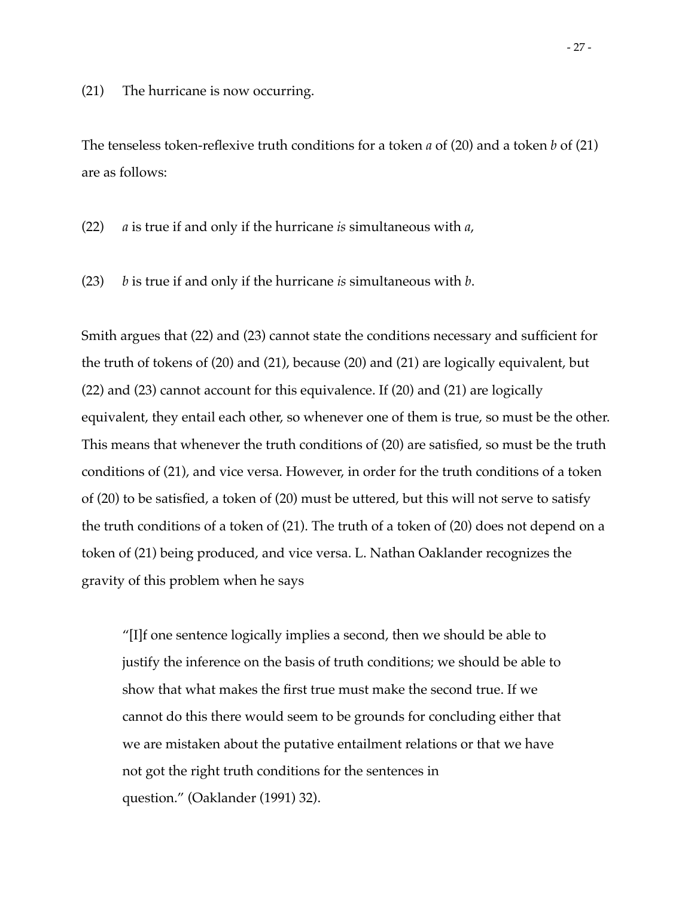(21) The hurricane is now occurring.

The tenseless token-reflexive truth conditions for a token *a* of (20) and a token *b* of (21) are as follows:

(22) *a* is true if and only if the hurricane *is* simultaneous with *a*,

(23) *b* is true if and only if the hurricane *is* simultaneous with *b*.

Smith argues that (22) and (23) cannot state the conditions necessary and sufficient for the truth of tokens of (20) and (21), because (20) and (21) are logically equivalent, but (22) and (23) cannot account for this equivalence. If (20) and (21) are logically equivalent, they entail each other, so whenever one of them is true, so must be the other. This means that whenever the truth conditions of (20) are satisfied, so must be the truth conditions of (21), and vice versa. However, in order for the truth conditions of a token of (20) to be satisfied, a token of (20) must be uttered, but this will not serve to satisfy the truth conditions of a token of (21). The truth of a token of (20) does not depend on a token of (21) being produced, and vice versa. L. Nathan Oaklander recognizes the gravity of this problem when he says

> "[I]f one sentence logically implies a second, then we should be able to justify the inference on the basis of truth conditions; we should be able to show that what makes the first true must make the second true. If we cannot do this there would seem to be grounds for concluding either that we are mistaken about the putative entailment relations or that we have not got the right truth conditions for the sentences in question." (Oaklander (1991) 32).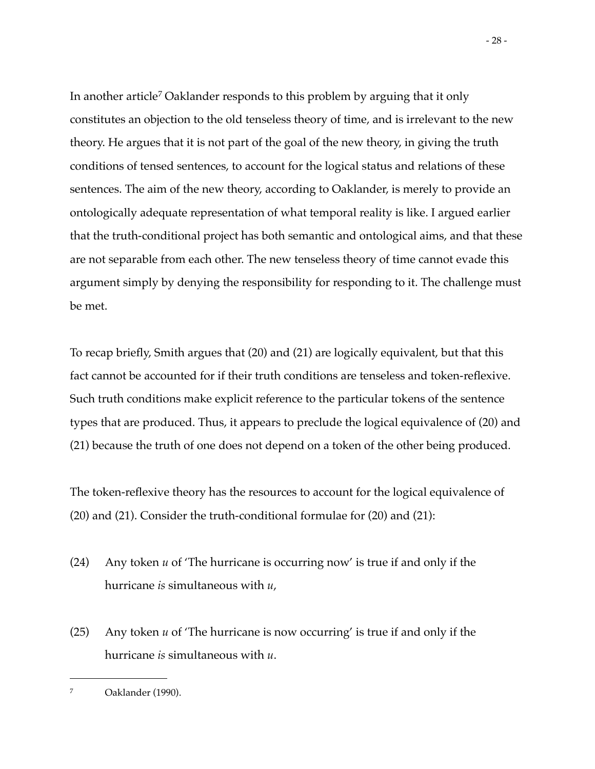In another article[7] Oaklander responds to this problem by arguing that it only constitutes an objection to the old tenseless theory of time, and is irrelevant to the new theory. He argues that it is not part of the goal of the new theory, in giving the truth conditions of tensed sentences, to account for the logical status and relations of these sentences. The aim of the new theory, according to Oaklander, is merely to provide an ontologically adequate representation of what temporal reality is like. I argued earlier that the truth-conditional project has both semantic and ontological aims, and that these are not separable from each other. The new tenseless theory of time cannot evade this argument simply by denying the responsibility for responding to it. The challenge must be met.

To recap briefly, Smith argues that (20) and (21) are logically equivalent, but that this fact cannot be accounted for if their truth conditions are tenseless and token-reflexive. Such truth conditions make explicit reference to the particular tokens of the sentence types that are produced. Thus, it appears to preclude the logical equivalence of (20) and (21) because the truth of one does not depend on a token of the other being produced.

The token-reflexive theory has the resources to account for the logical equivalence of (20) and (21). Consider the truth-conditional formulae for (20) and (21):

(24) Any token *u* of 'The hurricane is occurring now' is true if and only if the hurricane *is* simultaneous with *u*,

(25) Any token *u* of 'The hurricane is now occurring' is true if and only if the hurricane *is* simultaneous with *u*.

---

[7] Oaklander (1990).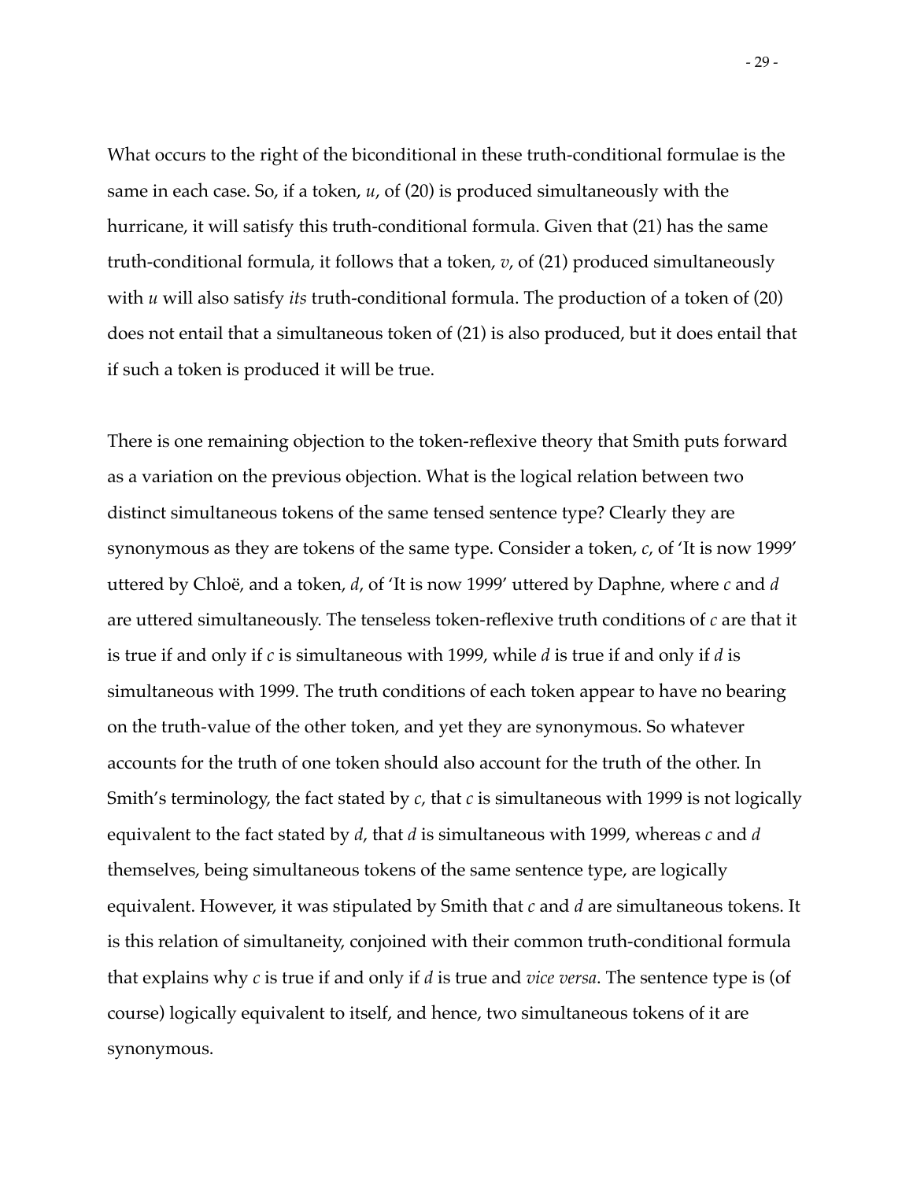What occurs to the right of the biconditional in these truth-conditional formulae is the same in each case. So, if a token, *u*, of (20) is produced simultaneously with the hurricane, it will satisfy this truth-conditional formula. Given that (21) has the same truth-conditional formula, it follows that a token, *v*, of (21) produced simultaneously with *u* will also satisfy *its* truth-conditional formula. The production of a token of (20) does not entail that a simultaneous token of (21) is also produced, but it does entail that if such a token is produced it will be true.

There is one remaining objection to the token-reflexive theory that Smith puts forward as a variation on the previous objection. What is the logical relation between two distinct simultaneous tokens of the same tensed sentence type? Clearly they are synonymous as they are tokens of the same type. Consider a token, *c*, of 'It is now 1999' uttered by Chloë, and a token, *d*, of 'It is now 1999' uttered by Daphne, where *c* and *d* are uttered simultaneously. The tenseless token-reflexive truth conditions of *c* are that it is true if and only if *c* is simultaneous with 1999, while *d* is true if and only if *d* is simultaneous with 1999. The truth conditions of each token appear to have no bearing on the truth-value of the other token, and yet they are synonymous. So whatever accounts for the truth of one token should also account for the truth of the other. In Smith's terminology, the fact stated by *c*, that *c* is simultaneous with 1999 is not logically equivalent to the fact stated by *d*, that *d* is simultaneous with 1999, whereas *c* and *d* themselves, being simultaneous tokens of the same sentence type, are logically equivalent. However, it was stipulated by Smith that *c* and *d* are simultaneous tokens. It is this relation of simultaneity, conjoined with their common truth-conditional formula that explains why *c* is true if and only if *d* is true and *vice versa*. The sentence type is (of course) logically equivalent to itself, and hence, two simultaneous tokens of it are synonymous.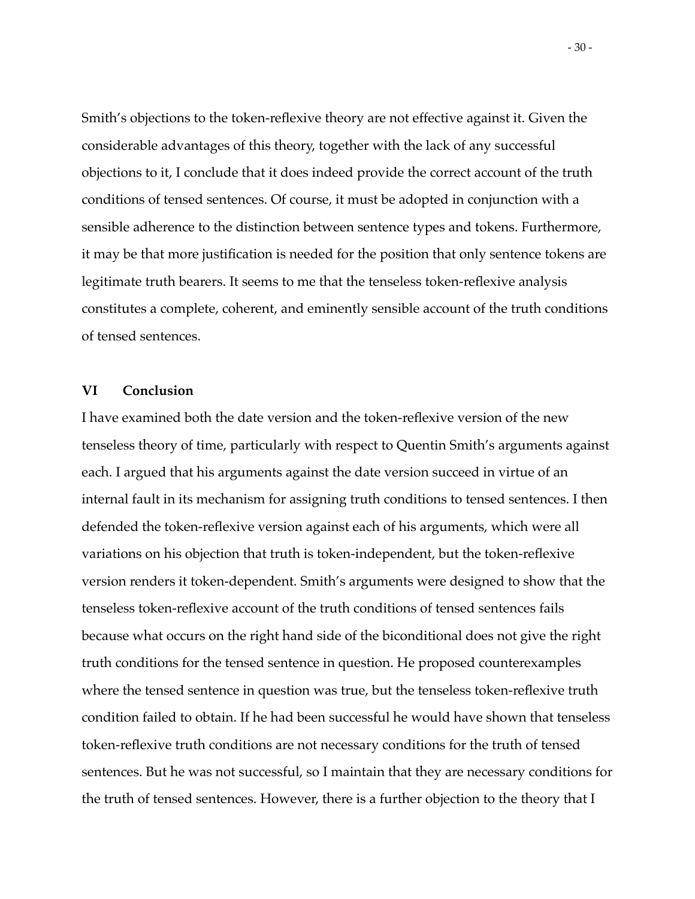Smith's objections to the token-reflexive theory are not effective against it. Given the considerable advantages of this theory, together with the lack of any successful objections to it, I conclude that it does indeed provide the correct account of the truth conditions of tensed sentences. Of course, it must be adopted in conjunction with a sensible adherence to the distinction between sentence types and tokens. Furthermore, it may be that more justification is needed for the position that only sentence tokens are legitimate truth bearers. It seems to me that the tenseless token-reflexive analysis constitutes a complete, coherent, and eminently sensible account of the truth conditions of tensed sentences.

## VI Conclusion

I have examined both the date version and the token-reflexive version of the new tenseless theory of time, particularly with respect to Quentin Smith's arguments against each. I argued that his arguments against the date version succeed in virtue of an internal fault in its mechanism for assigning truth conditions to tensed sentences. I then defended the token-reflexive version against each of his arguments, which were all variations on his objection that truth is token-independent, but the token-reflexive version renders it token-dependent. Smith's arguments were designed to show that the tenseless token-reflexive account of the truth conditions of tensed sentences fails because what occurs on the right hand side of the biconditional does not give the right truth conditions for the tensed sentence in question. He proposed counterexamples where the tensed sentence in question was true, but the tenseless token-reflexive truth condition failed to obtain. If he had been successful he would have shown that tenseless token-reflexive truth conditions are not necessary conditions for the truth of tensed sentences. But he was not successful, so I maintain that they are necessary conditions for the truth of tensed sentences. However, there is a further objection to the theory that I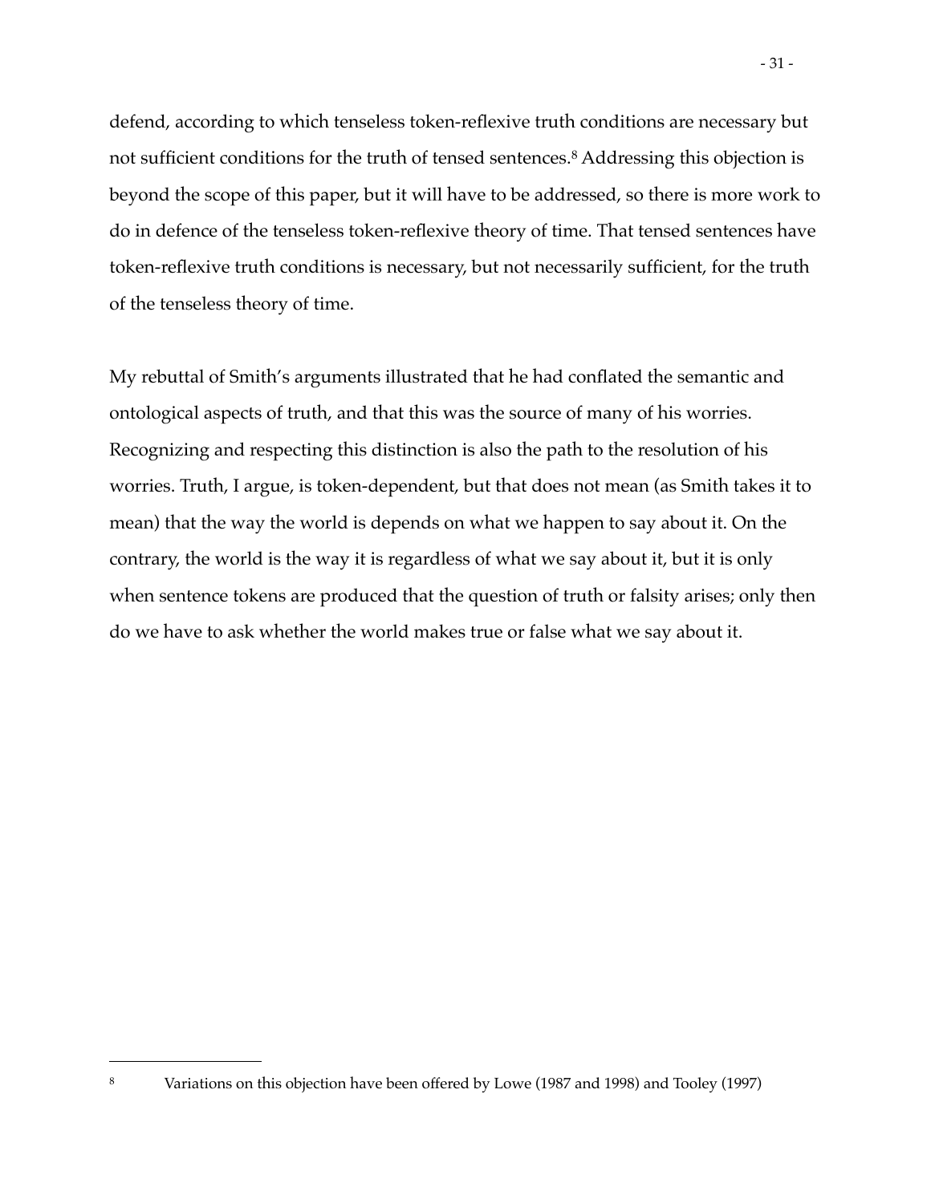defend, according to which tenseless token-reflexive truth conditions are necessary but not sufficient conditions for the truth of tensed sentences.[8] Addressing this objection is beyond the scope of this paper, but it will have to be addressed, so there is more work to do in defence of the tenseless token-reflexive theory of time. That tensed sentences have token-reflexive truth conditions is necessary, but not necessarily sufficient, for the truth of the tenseless theory of time.

My rebuttal of Smith's arguments illustrated that he had conflated the semantic and ontological aspects of truth, and that this was the source of many of his worries. Recognizing and respecting this distinction is also the path to the resolution of his worries. Truth, I argue, is token-dependent, but that does not mean (as Smith takes it to mean) that the way the world is depends on what we happen to say about it. On the contrary, the world is the way it is regardless of what we say about it, but it is only when sentence tokens are produced that the question of truth or falsity arises; only then do we have to ask whether the world makes true or false what we say about it.

---

[8] Variations on this objection have been offered by Lowe (1987 and 1998) and Tooley (1997)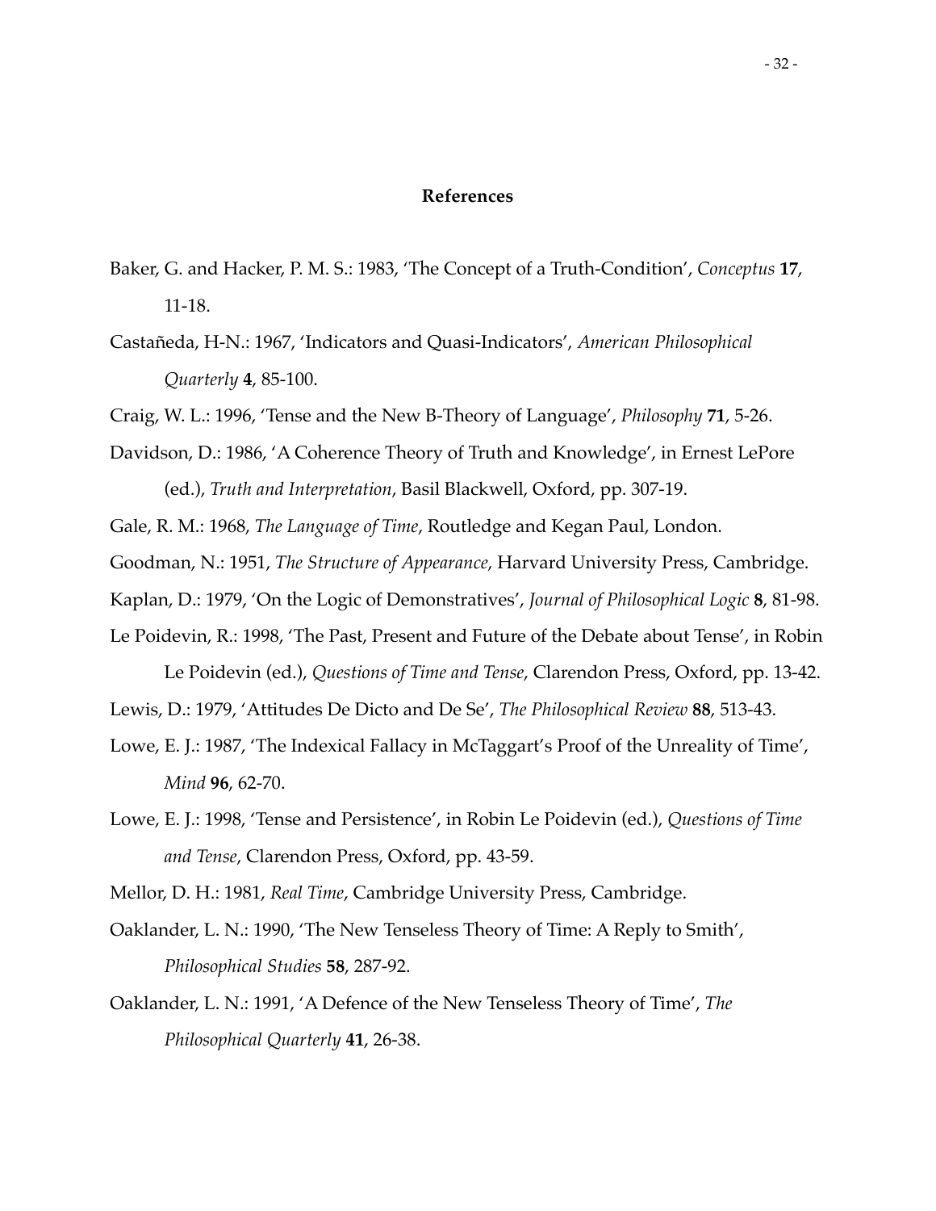## References

Baker, G. and Hacker, P. M. S.: 1983, 'The Concept of a Truth-Condition', *Conceptus* **17**, 11-18.

Castañeda, H-N.: 1967, 'Indicators and Quasi-Indicators', *American Philosophical Quarterly* **4**, 85-100.

Craig, W. L.: 1996, 'Tense and the New B-Theory of Language', *Philosophy* **71**, 5-26.

Davidson, D.: 1986, 'A Coherence Theory of Truth and Knowledge', in Ernest LePore (ed.), *Truth and Interpretation*, Basil Blackwell, Oxford, pp. 307-19.

Gale, R. M.: 1968, *The Language of Time*, Routledge and Kegan Paul, London.

Goodman, N.: 1951, *The Structure of Appearance*, Harvard University Press, Cambridge.

Kaplan, D.: 1979, 'On the Logic of Demonstratives', *Journal of Philosophical Logic* **8**, 81-98.

Le Poidevin, R.: 1998, 'The Past, Present and Future of the Debate about Tense', in Robin Le Poidevin (ed.), *Questions of Time and Tense*, Clarendon Press, Oxford, pp. 13-42.

Lewis, D.: 1979, 'Attitudes De Dicto and De Se', *The Philosophical Review* **88**, 513-43.

Lowe, E. J.: 1987, 'The Indexical Fallacy in McTaggart's Proof of the Unreality of Time', *Mind* **96**, 62-70.

Lowe, E. J.: 1998, 'Tense and Persistence', in Robin Le Poidevin (ed.), *Questions of Time and Tense*, Clarendon Press, Oxford, pp. 43-59.

Mellor, D. H.: 1981, *Real Time*, Cambridge University Press, Cambridge.

Oaklander, L. N.: 1990, 'The New Tenseless Theory of Time: A Reply to Smith', *Philosophical Studies* **58**, 287-92.

Oaklander, L. N.: 1991, 'A Defence of the New Tenseless Theory of Time', *The Philosophical Quarterly* **41**, 26-38.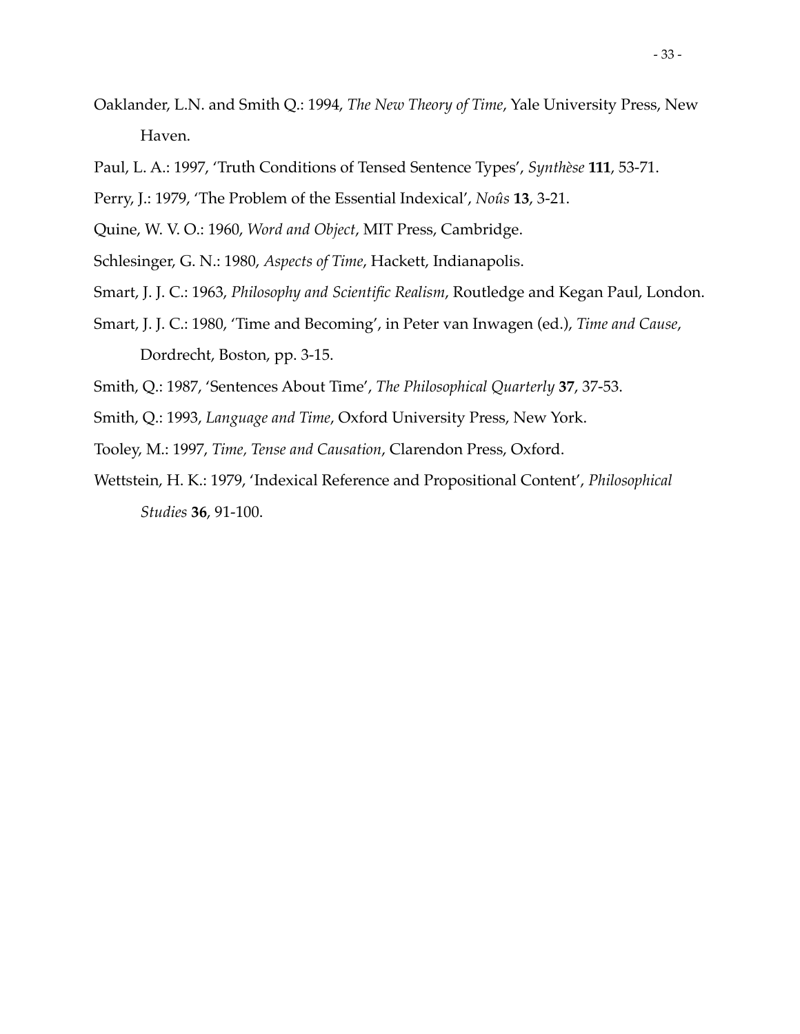Oaklander, L.N. and Smith Q.: 1994, *The New Theory of Time*, Yale University Press, New Haven.

Paul, L. A.: 1997, 'Truth Conditions of Tensed Sentence Types', *Synthèse* **111**, 53-71.

Perry, J.: 1979, 'The Problem of the Essential Indexical', *Noûs* **13**, 3-21.

Quine, W. V. O.: 1960, *Word and Object*, MIT Press, Cambridge.

Schlesinger, G. N.: 1980, *Aspects of Time*, Hackett, Indianapolis.

Smart, J. J. C.: 1963, *Philosophy and Scientific Realism*, Routledge and Kegan Paul, London.

Smart, J. J. C.: 1980, 'Time and Becoming', in Peter van Inwagen (ed.), *Time and Cause*, Dordrecht, Boston, pp. 3-15.

Smith, Q.: 1987, 'Sentences About Time', *The Philosophical Quarterly* **37**, 37-53.

Smith, Q.: 1993, *Language and Time*, Oxford University Press, New York.

Tooley, M.: 1997, *Time, Tense and Causation*, Clarendon Press, Oxford.

Wettstein, H. K.: 1979, 'Indexical Reference and Propositional Content', *Philosophical Studies* **36**, 91-100.